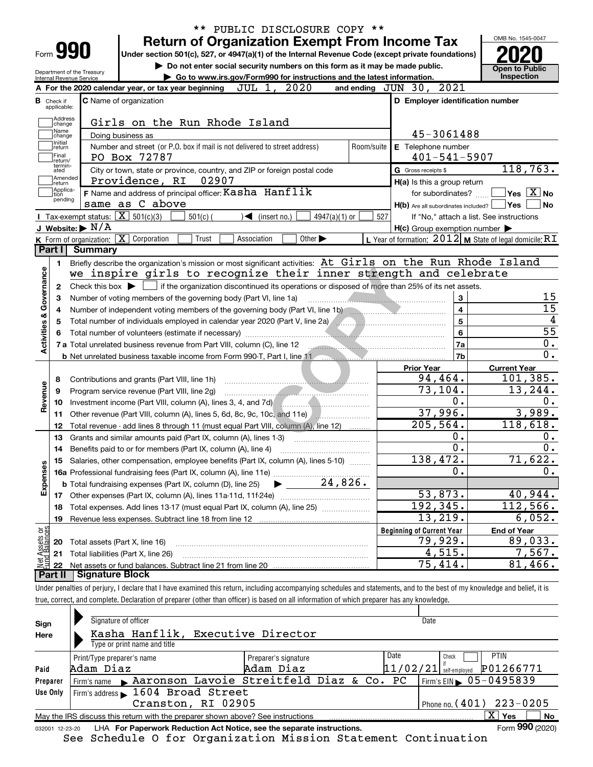** PUBLIC DISCLOSURE COPY **

# Form 990 — Return of Organization Exempt From Income Tax — 2020

Under section 501(c), 527, or 4947(a)(1) of the Internal Revenue Code (except private foundations)

▶ Do not enter social security numbers on this form as it may be made public.

▶ Go to www.irs.gov/Form990 for instructions and the latest information.

Department of the Treasury, Internal Revenue Service — OMB No. 1545-0047 — Open to Public Inspection

**A** For the 2020 calendar year, or tax year beginning JUL 1, 2020 and ending JUN 30, 2021

**B** Check if applicable: Address change, Name change, Initial return, Final return/terminated, Amended return, Application pending

**C** Name of organization: Girls on the Run Rhode Island

Doing business as:

Number and street (or P.O. box if mail is not delivered to street address): PO Box 72787 — Room/suite:

City or town, state or province, country, and ZIP or foreign postal code: Providence, RI 02907

**D** Employer identification number: 45-3061488

**E** Telephone number: 401-541-5907

**G** Gross receipts $ 118,763.

**F** Name and address of principal officer: Kasha Hanflik, same as C above

**H(a)** Is this a group return for subordinates? Yes [ ] No [X]

**H(b)** Are all subordinates included? Yes [ ] No [ ] If "No," attach a list. See instructions

**H(c)** Group exemption number ▶

**I** Tax-exempt status: [X] 501(c)(3) [ ] 501(c)( ) ◀ (insert no.) [ ] 4947(a)(1) or [ ] 527

**J** Website: ▶ N/A

**K** Form of organization: [X] Corporation [ ] Trust [ ] Association [ ] Other ▶

**L** Year of formation: 2012 **M** State of legal domicile: RI

## Part I Summary

**Activities & Governance**

1. Briefly describe the organization's mission or most significant activities: At Girls on the Run Rhode Island we inspire girls to recognize their inner strength and celebrate
2. Check this box ▶ [ ] if the organization discontinued its operations or disposed of more than 25% of its net assets.

| | | | |
|---|---|---|---|
| 3 | Number of voting members of the governing body (Part VI, line 1a) | 3 | 15 |
| 4 | Number of independent voting members of the governing body (Part VI, line 1b) | 4 | 15 |
| 5 | Total number of individuals employed in calendar year 2020 (Part V, line 2a) | 5 | 4 |
| 6 | Total number of volunteers (estimate if necessary) | 6 | 55 |
| 7a | Total unrelated business revenue from Part VIII, column (C), line 12 | 7a | 0. |
| b | Net unrelated business taxable income from Form 990-T, Part I, line 11 | 7b | 0. |

| | | Prior Year | Current Year |
|---|---|---|---|
| **Revenue** | | | |
| 8 | Contributions and grants (Part VIII, line 1h) | 94,464. | 101,385. |
| 9 | Program service revenue (Part VIII, line 2g) | 73,104. | 13,244. |
| 10 | Investment income (Part VIII, column (A), lines 3, 4, and 7d) | 0. | 0. |
| 11 | Other revenue (Part VIII, column (A), lines 5, 6d, 8c, 9c, 10c, and 11e) | 37,996. | 3,989. |
| 12 | Total revenue - add lines 8 through 11 (must equal Part VIII, column (A), line 12) | 205,564. | 118,618. |
| **Expenses** | | | |
| 13 | Grants and similar amounts paid (Part IX, column (A), lines 1-3) | 0. | 0. |
| 14 | Benefits paid to or for members (Part IX, column (A), line 4) | 0. | 0. |
| 15 | Salaries, other compensation, employee benefits (Part IX, column (A), lines 5-10) | 138,472. | 71,622. |
| 16a | Professional fundraising fees (Part IX, column (A), line 11e) | 0. | 0. |
| b | Total fundraising expenses (Part IX, column (D), line 25) ▶ 24,826. | | |
| 17 | Other expenses (Part IX, column (A), lines 11a-11d, 11f-24e) | 53,873. | 40,944. |
| 18 | Total expenses. Add lines 13-17 (must equal Part IX, column (A), line 25) | 192,345. | 112,566. |
| 19 | Revenue less expenses. Subtract line 18 from line 12 | 13,219. | 6,052. |

| **Net Assets or Fund Balances** | | Beginning of Current Year | End of Year |
|---|---|---|---|
| 20 | Total assets (Part X, line 16) | 79,929. | 89,033. |
| 21 | Total liabilities (Part X, line 26) | 4,515. | 7,567. |
| 22 | Net assets or fund balances. Subtract line 21 from line 20 | 75,414. | 81,466. |

## Part II Signature Block

Under penalties of perjury, I declare that I have examined this return, including accompanying schedules and statements, and to the best of my knowledge and belief, it is true, correct, and complete. Declaration of preparer (other than officer) is based on all information of which preparer has any knowledge.

**Sign Here**

Signature of officer — Date

Kasha Hanflik, Executive Director

Type or print name and title

**Paid Preparer Use Only**

| Print/Type preparer's name | Preparer's signature | Date | Check if self-employed | PTIN |
|---|---|---|---|---|
| Adam Diaz | Adam Diaz | 11/02/21 | [ ] | P01266771 |

Firm's name ▶ Aaronson Lavoie Streitfeld Diaz & Co. PC — Firm's EIN ▶ 05-0495839

Firm's address ▶ 1604 Broad Street, Cranston, RI 02905 — Phone no. (401) 223-0205

May the IRS discuss this return with the preparer shown above? See instructions [X] Yes [ ] No

032001 12-23-20 LHA For Paperwork Reduction Act Notice, see the separate instructions. Form **990** (2020)

See Schedule O for Organization Mission Statement Continuation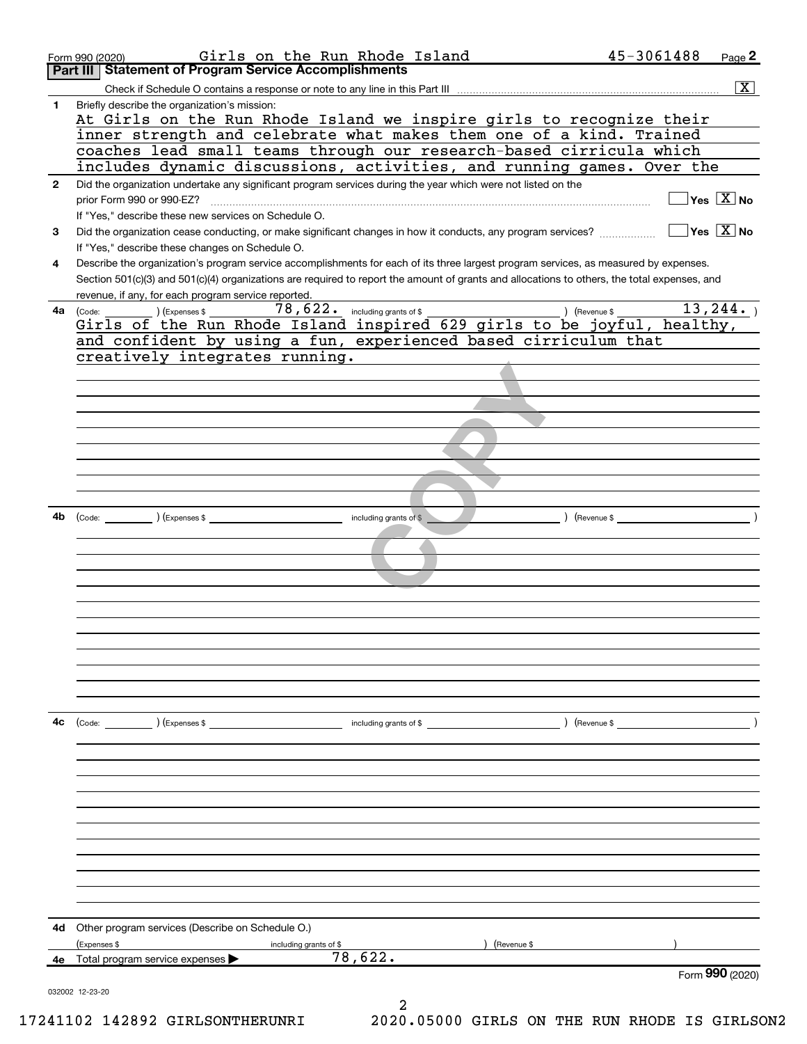Form 990 (2020) Girls on the Run Rhode Island 45-3061488 Page **2**

## Part III Statement of Program Service Accomplishments

Check if Schedule O contains a response or note to any line in this Part III .......... [X]

**1** Briefly describe the organization's mission:

At Girls on the Run Rhode Island we inspire girls to recognize their inner strength and celebrate what makes them one of a kind. Trained coaches lead small teams through our research-based cirricula which includes dynamic discussions, activities, and running games. Over the

**2** Did the organization undertake any significant program services during the year which were not listed on the prior Form 990 or 990-EZ? .......... [ ] Yes [X] No

If "Yes," describe these new services on Schedule O.

**3** Did the organization cease conducting, or make significant changes in how it conducts, any program services? .......... [ ] Yes [X] No

If "Yes," describe these changes on Schedule O.

**4** Describe the organization's program service accomplishments for each of its three largest program services, as measured by expenses. Section 501(c)(3) and 501(c)(4) organizations are required to report the amount of grants and allocations to others, the total expenses, and revenue, if any, for each program service reported.

**4a** (Code: ) (Expenses $ 78,622. including grants of $ ) (Revenue $ 13,244. )

Girls of the Run Rhode Island inspired 629 girls to be joyful, healthy, and confident by using a fun, experienced based cirriculum that creatively integrates running.

**4b** (Code: ) (Expenses $ including grants of $ ) (Revenue $ )

**4c** (Code: ) (Expenses $ including grants of $ ) (Revenue $ )

**4d** Other program services (Describe on Schedule O.)

(Expenses $ including grants of $ ) (Revenue $ )

**4e** Total program service expenses ▶ 78,622.

Form **990** (2020)

032002 12-23-20

17241102 142892 GIRLSONTHERUNRI 2020.05000 GIRLS ON THE RUN RHODE IS GIRLSON2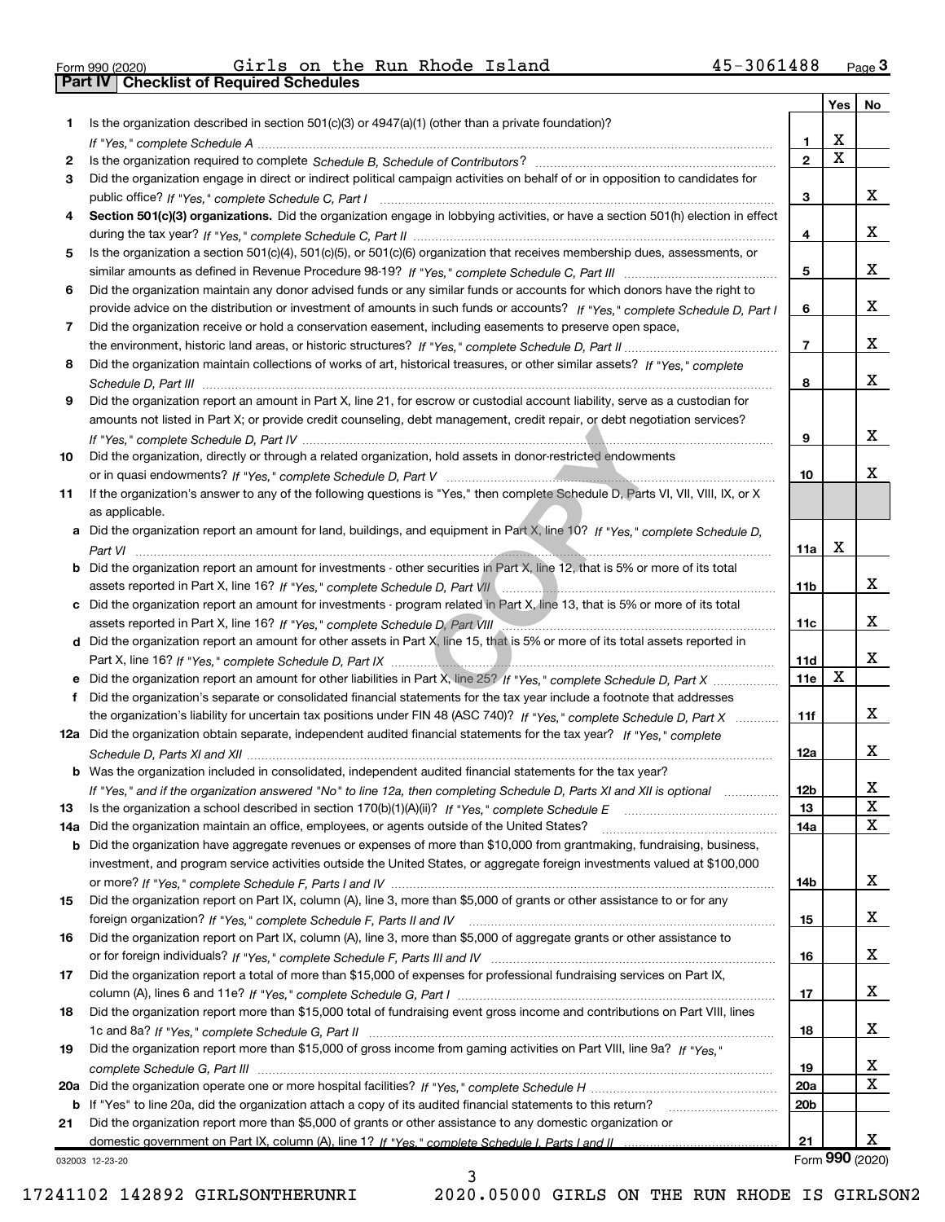Form 990 (2020) Girls on the Run Rhode Island 45-3061488

## Part IV Checklist of Required Schedules

| | | | Yes | No |
|---|---|---|---|---|
| 1 | Is the organization described in section 501(c)(3) or 4947(a)(1) (other than a private foundation)? *If "Yes," complete Schedule A* | 1 | X | |
| 2 | Is the organization required to complete *Schedule B, Schedule of Contributors*? | 2 | X | |
| 3 | Did the organization engage in direct or indirect political campaign activities on behalf of or in opposition to candidates for public office? *If "Yes," complete Schedule C, Part I* | 3 | | X |
| 4 | **Section 501(c)(3) organizations.** Did the organization engage in lobbying activities, or have a section 501(h) election in effect during the tax year? *If "Yes," complete Schedule C, Part II* | 4 | | X |
| 5 | Is the organization a section 501(c)(4), 501(c)(5), or 501(c)(6) organization that receives membership dues, assessments, or similar amounts as defined in Revenue Procedure 98-19? *If "Yes," complete Schedule C, Part III* | 5 | | X |
| 6 | Did the organization maintain any donor advised funds or any similar funds or accounts for which donors have the right to provide advice on the distribution or investment of amounts in such funds or accounts? *If "Yes," complete Schedule D, Part I* | 6 | | X |
| 7 | Did the organization receive or hold a conservation easement, including easements to preserve open space, the environment, historic land areas, or historic structures? *If "Yes," complete Schedule D, Part II* | 7 | | X |
| 8 | Did the organization maintain collections of works of art, historical treasures, or other similar assets? *If "Yes," complete Schedule D, Part III* | 8 | | X |
| 9 | Did the organization report an amount in Part X, line 21, for escrow or custodial account liability, serve as a custodian for amounts not listed in Part X; or provide credit counseling, debt management, credit repair, or debt negotiation services? *If "Yes," complete Schedule D, Part IV* | 9 | | X |
| 10 | Did the organization, directly or through a related organization, hold assets in donor-restricted endowments or in quasi endowments? *If "Yes," complete Schedule D, Part V* | 10 | | X |
| 11 | If the organization's answer to any of the following questions is "Yes," then complete Schedule D, Parts VI, VII, VIII, IX, or X as applicable. | | | |
| a | Did the organization report an amount for land, buildings, and equipment in Part X, line 10? *If "Yes," complete Schedule D, Part VI* | 11a | X | |
| b | Did the organization report an amount for investments - other securities in Part X, line 12, that is 5% or more of its total assets reported in Part X, line 16? *If "Yes," complete Schedule D, Part VII* | 11b | | X |
| c | Did the organization report an amount for investments - program related in Part X, line 13, that is 5% or more of its total assets reported in Part X, line 16? *If "Yes," complete Schedule D, Part VIII* | 11c | | X |
| d | Did the organization report an amount for other assets in Part X, line 15, that is 5% or more of its total assets reported in Part X, line 16? *If "Yes," complete Schedule D, Part IX* | 11d | | X |
| e | Did the organization report an amount for other liabilities in Part X, line 25? *If "Yes," complete Schedule D, Part X* | 11e | X | |
| f | Did the organization's separate or consolidated financial statements for the tax year include a footnote that addresses the organization's liability for uncertain tax positions under FIN 48 (ASC 740)? *If "Yes," complete Schedule D, Part X* | 11f | | X |
| 12a | Did the organization obtain separate, independent audited financial statements for the tax year? *If "Yes," complete Schedule D, Parts XI and XII* | 12a | | X |
| b | Was the organization included in consolidated, independent audited financial statements for the tax year? *If "Yes," and if the organization answered "No" to line 12a, then completing Schedule D, Parts XI and XII is optional* | 12b | | X |
| 13 | Is the organization a school described in section 170(b)(1)(A)(ii)? *If "Yes," complete Schedule E* | 13 | | X |
| 14a | Did the organization maintain an office, employees, or agents outside of the United States? | 14a | | X |
| b | Did the organization have aggregate revenues or expenses of more than $10,000 from grantmaking, fundraising, business, investment, and program service activities outside the United States, or aggregate foreign investments valued at $100,000 or more? *If "Yes," complete Schedule F, Parts I and IV* | 14b | | X |
| 15 | Did the organization report on Part IX, column (A), line 3, more than $5,000 of grants or other assistance to or for any foreign organization? *If "Yes," complete Schedule F, Parts II and IV* | 15 | | X |
| 16 | Did the organization report on Part IX, column (A), line 3, more than $5,000 of aggregate grants or other assistance to or for foreign individuals? *If "Yes," complete Schedule F, Parts III and IV* | 16 | | X |
| 17 | Did the organization report a total of more than $15,000 of expenses for professional fundraising services on Part IX, column (A), lines 6 and 11e? *If "Yes," complete Schedule G, Part I* | 17 | | X |
| 18 | Did the organization report more than $15,000 total of fundraising event gross income and contributions on Part VIII, lines 1c and 8a? *If "Yes," complete Schedule G, Part II* | 18 | | X |
| 19 | Did the organization report more than $15,000 of gross income from gaming activities on Part VIII, line 9a? *If "Yes," complete Schedule G, Part III* | 19 | | X |
| 20a | Did the organization operate one or more hospital facilities? *If "Yes," complete Schedule H* | 20a | | X |
| b | If "Yes" to line 20a, did the organization attach a copy of its audited financial statements to this return? | 20b | | |
| 21 | Did the organization report more than $5,000 of grants or other assistance to any domestic organization or domestic government on Part IX, column (A), line 1? *If "Yes," complete Schedule I, Parts I and II* | 21 | | X |

032003 12-23-20 Form **990** (2020)

17241102 142892 GIRLSONTHERUNRI 2020.05000 GIRLS ON THE RUN RHODE IS GIRLSON2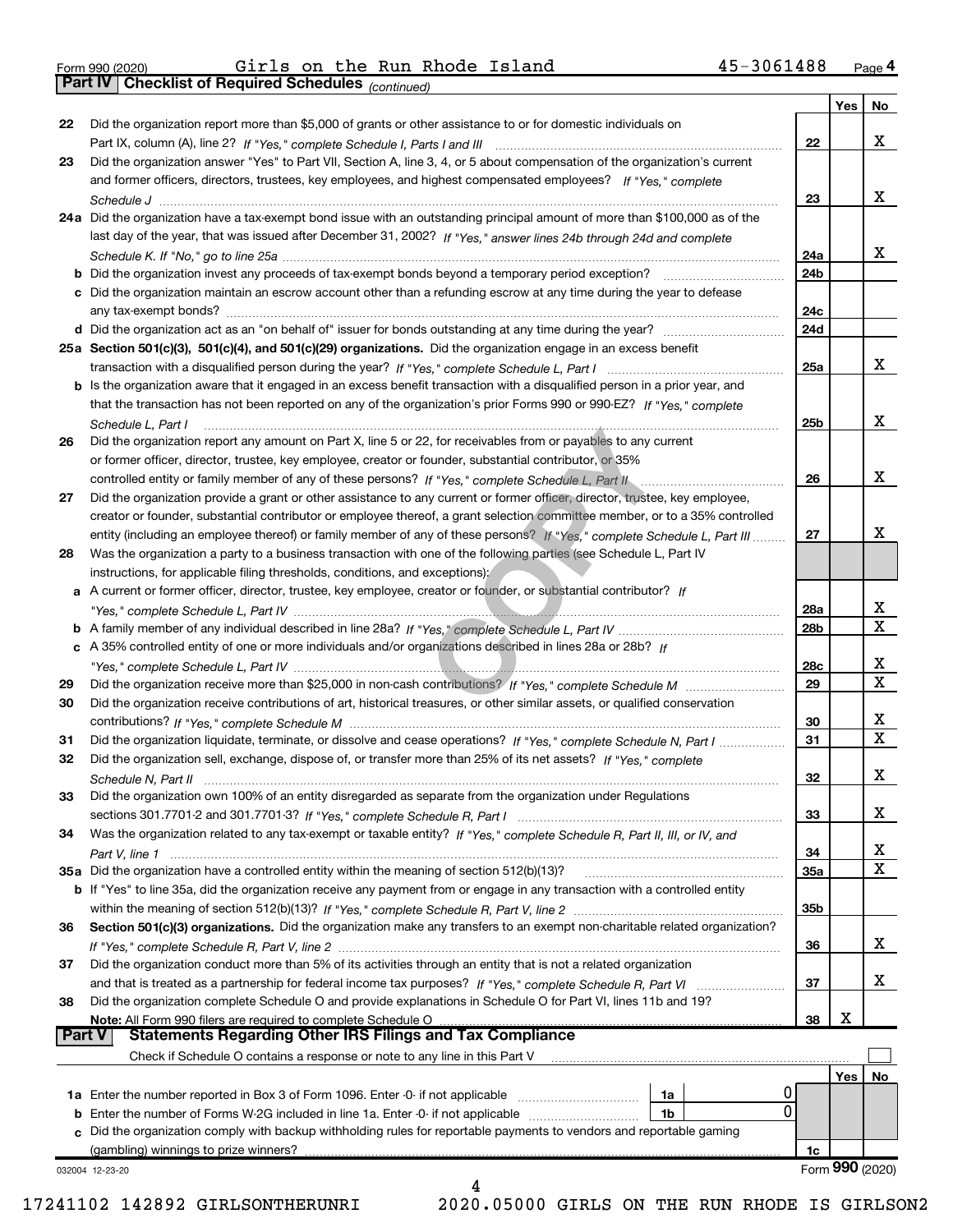Form 990 (2020) Girls on the Run Rhode Island 45-3061488 Page 4

## Part IV | Checklist of Required Schedules *(continued)*

| | | | Yes | No |
|---|---|---|---|---|
| 22 | Did the organization report more than $5,000 of grants or other assistance to or for domestic individuals on Part IX, column (A), line 2? *If "Yes," complete Schedule I, Parts I and III* | 22 | | X |
| 23 | Did the organization answer "Yes" to Part VII, Section A, line 3, 4, or 5 about compensation of the organization's current and former officers, directors, trustees, key employees, and highest compensated employees? *If "Yes," complete Schedule J* | 23 | | X |
| 24a | Did the organization have a tax-exempt bond issue with an outstanding principal amount of more than $100,000 as of the last day of the year, that was issued after December 31, 2002? *If "Yes," answer lines 24b through 24d and complete Schedule K. If "No," go to line 25a* | 24a | | X |
| b | Did the organization invest any proceeds of tax-exempt bonds beyond a temporary period exception? | 24b | | |
| c | Did the organization maintain an escrow account other than a refunding escrow at any time during the year to defease any tax-exempt bonds? | 24c | | |
| d | Did the organization act as an "on behalf of" issuer for bonds outstanding at any time during the year? | 24d | | |
| 25a | **Section 501(c)(3), 501(c)(4), and 501(c)(29) organizations.** Did the organization engage in an excess benefit transaction with a disqualified person during the year? *If "Yes," complete Schedule L, Part I* | 25a | | X |
| b | Is the organization aware that it engaged in an excess benefit transaction with a disqualified person in a prior year, and that the transaction has not been reported on any of the organization's prior Forms 990 or 990-EZ? *If "Yes," complete Schedule L, Part I* | 25b | | X |
| 26 | Did the organization report any amount on Part X, line 5 or 22, for receivables from or payables to any current or former officer, director, trustee, key employee, creator or founder, substantial contributor, or 35% controlled entity or family member of any of these persons? *If "Yes," complete Schedule L, Part II* | 26 | | X |
| 27 | Did the organization provide a grant or other assistance to any current or former officer, director, trustee, key employee, creator or founder, substantial contributor or employee thereof, a grant selection committee member, or to a 35% controlled entity (including an employee thereof) or family member of any of these persons? *If "Yes," complete Schedule L, Part III* | 27 | | X |
| 28 | Was the organization a party to a business transaction with one of the following parties (see Schedule L, Part IV instructions, for applicable filing thresholds, conditions, and exceptions): | | | |
| a | A current or former officer, director, trustee, key employee, creator or founder, or substantial contributor? *If "Yes," complete Schedule L, Part IV* | 28a | | X |
| b | A family member of any individual described in line 28a? *If "Yes," complete Schedule L, Part IV* | 28b | | X |
| c | A 35% controlled entity of one or more individuals and/or organizations described in lines 28a or 28b? *If "Yes," complete Schedule L, Part IV* | 28c | | X |
| 29 | Did the organization receive more than $25,000 in non-cash contributions? *If "Yes," complete Schedule M* | 29 | | X |
| 30 | Did the organization receive contributions of art, historical treasures, or other similar assets, or qualified conservation contributions? *If "Yes," complete Schedule M* | 30 | | X |
| 31 | Did the organization liquidate, terminate, or dissolve and cease operations? *If "Yes," complete Schedule N, Part I* | 31 | | X |
| 32 | Did the organization sell, exchange, dispose of, or transfer more than 25% of its net assets? *If "Yes," complete Schedule N, Part II* | 32 | | X |
| 33 | Did the organization own 100% of an entity disregarded as separate from the organization under Regulations sections 301.7701-2 and 301.7701-3? *If "Yes," complete Schedule R, Part I* | 33 | | X |
| 34 | Was the organization related to any tax-exempt or taxable entity? *If "Yes," complete Schedule R, Part II, III, or IV, and Part V, line 1* | 34 | | X |
| 35a | Did the organization have a controlled entity within the meaning of section 512(b)(13)? | 35a | | X |
| b | If "Yes" to line 35a, did the organization receive any payment from or engage in any transaction with a controlled entity within the meaning of section 512(b)(13)? *If "Yes," complete Schedule R, Part V, line 2* | 35b | | |
| 36 | **Section 501(c)(3) organizations.** Did the organization make any transfers to an exempt non-charitable related organization? *If "Yes," complete Schedule R, Part V, line 2* | 36 | | X |
| 37 | Did the organization conduct more than 5% of its activities through an entity that is not a related organization and that is treated as a partnership for federal income tax purposes? *If "Yes," complete Schedule R, Part VI* | 37 | | X |
| 38 | Did the organization complete Schedule O and provide explanations in Schedule O for Part VI, lines 11b and 19? **Note:** All Form 990 filers are required to complete Schedule O | 38 | X | |

## Part V | Statements Regarding Other IRS Filings and Tax Compliance

Check if Schedule O contains a response or note to any line in this Part V ☐

| | | | | | Yes | No |
|---|---|---|---|---|---|---|
| 1a | Enter the number reported in Box 3 of Form 1096. Enter -0- if not applicable | 1a | 0 | | | |
| b | Enter the number of Forms W-2G included in line 1a. Enter -0- if not applicable | 1b | 0 | | | |
| c | Did the organization comply with backup withholding rules for reportable payments to vendors and reportable gaming (gambling) winnings to prize winners? | | | 1c | | |

032004 12-23-20 Form **990** (2020)

17241102 142892 GIRLSONTHERUNRI 2020.05000 GIRLS ON THE RUN RHODE IS GIRLSON2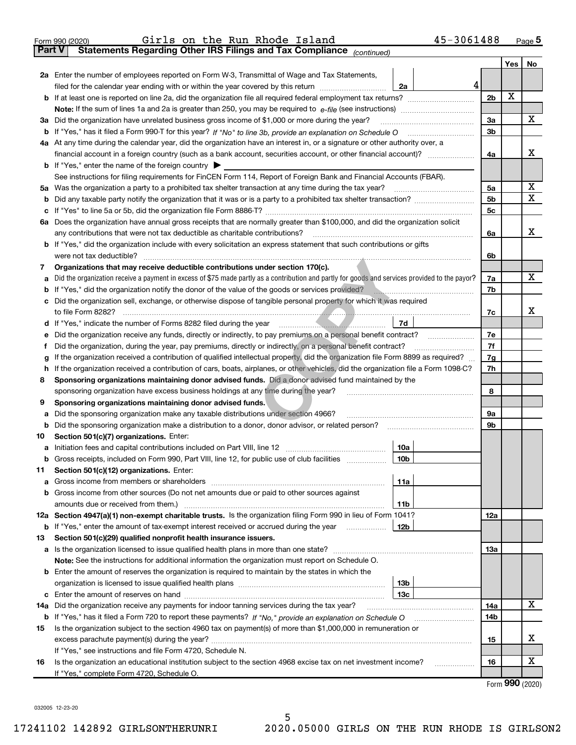Form 990 (2020) Girls on the Run Rhode Island 45-3061488 Page 5

**Part V Statements Regarding Other IRS Filings and Tax Compliance** *(continued)*

| | | | | Yes | No |
|---|---|---|---|---|---|
| **2a** | Enter the number of employees reported on Form W-3, Transmittal of Wage and Tax Statements, filed for the calendar year ending with or within the year covered by this return | 2a | 4 | | |
| **b** | If at least one is reported on line 2a, did the organization file all required federal employment tax returns? | | 2b | X | |
| | **Note:** If the sum of lines 1a and 2a is greater than 250, you may be required to *e-file* (see instructions) | | | | |
| **3a** | Did the organization have unrelated business gross income of $1,000 or more during the year? | | 3a | | X |
| **b** | If "Yes," has it filed a Form 990-T for this year? *If "No" to line 3b, provide an explanation on Schedule O* | | 3b | | |
| **4a** | At any time during the calendar year, did the organization have an interest in, or a signature or other authority over, a financial account in a foreign country (such as a bank account, securities account, or other financial account)? | | 4a | | X |
| **b** | If "Yes," enter the name of the foreign country ▶ | | | | |
| | See instructions for filing requirements for FinCEN Form 114, Report of Foreign Bank and Financial Accounts (FBAR). | | | | |
| **5a** | Was the organization a party to a prohibited tax shelter transaction at any time during the tax year? | | 5a | | X |
| **b** | Did any taxable party notify the organization that it was or is a party to a prohibited tax shelter transaction? | | 5b | | X |
| **c** | If "Yes" to line 5a or 5b, did the organization file Form 8886-T? | | 5c | | |
| **6a** | Does the organization have annual gross receipts that are normally greater than $100,000, and did the organization solicit any contributions that were not tax deductible as charitable contributions? | | 6a | | X |
| **b** | If "Yes," did the organization include with every solicitation an express statement that such contributions or gifts were not tax deductible? | | 6b | | |
| **7** | **Organizations that may receive deductible contributions under section 170(c).** | | | | |
| **a** | Did the organization receive a payment in excess of $75 made partly as a contribution and partly for goods and services provided to the payor? | | 7a | | X |
| **b** | If "Yes," did the organization notify the donor of the value of the goods or services provided? | | 7b | | |
| **c** | Did the organization sell, exchange, or otherwise dispose of tangible personal property for which it was required to file Form 8282? | | 7c | | X |
| **d** | If "Yes," indicate the number of Forms 8282 filed during the year | 7d | | | |
| **e** | Did the organization receive any funds, directly or indirectly, to pay premiums on a personal benefit contract? | | 7e | | |
| **f** | Did the organization, during the year, pay premiums, directly or indirectly, on a personal benefit contract? | | 7f | | |
| **g** | If the organization received a contribution of qualified intellectual property, did the organization file Form 8899 as required? | | 7g | | |
| **h** | If the organization received a contribution of cars, boats, airplanes, or other vehicles, did the organization file a Form 1098-C? | | 7h | | |
| **8** | **Sponsoring organizations maintaining donor advised funds.** Did a donor advised fund maintained by the sponsoring organization have excess business holdings at any time during the year? | | 8 | | |
| **9** | **Sponsoring organizations maintaining donor advised funds.** | | | | |
| **a** | Did the sponsoring organization make any taxable distributions under section 4966? | | 9a | | |
| **b** | Did the sponsoring organization make a distribution to a donor, donor advisor, or related person? | | 9b | | |
| **10** | **Section 501(c)(7) organizations.** Enter: | | | | |
| **a** | Initiation fees and capital contributions included on Part VIII, line 12 | 10a | | | |
| **b** | Gross receipts, included on Form 990, Part VIII, line 12, for public use of club facilities | 10b | | | |
| **11** | **Section 501(c)(12) organizations.** Enter: | | | | |
| **a** | Gross income from members or shareholders | 11a | | | |
| **b** | Gross income from other sources (Do not net amounts due or paid to other sources against amounts due or received from them.) | 11b | | | |
| **12a** | **Section 4947(a)(1) non-exempt charitable trusts.** Is the organization filing Form 990 in lieu of Form 1041? | | 12a | | |
| **b** | If "Yes," enter the amount of tax-exempt interest received or accrued during the year | 12b | | | |
| **13** | **Section 501(c)(29) qualified nonprofit health insurance issuers.** | | | | |
| **a** | Is the organization licensed to issue qualified health plans in more than one state? | | 13a | | |
| | **Note:** See the instructions for additional information the organization must report on Schedule O. | | | | |
| **b** | Enter the amount of reserves the organization is required to maintain by the states in which the organization is licensed to issue qualified health plans | 13b | | | |
| **c** | Enter the amount of reserves on hand | 13c | | | |
| **14a** | Did the organization receive any payments for indoor tanning services during the tax year? | | 14a | | X |
| **b** | If "Yes," has it filed a Form 720 to report these payments? *If "No," provide an explanation on Schedule O* | | 14b | | |
| **15** | Is the organization subject to the section 4960 tax on payment(s) of more than $1,000,000 in remuneration or excess parachute payment(s) during the year? | | 15 | | X |
| | If "Yes," see instructions and file Form 4720, Schedule N. | | | | |
| **16** | Is the organization an educational institution subject to the section 4968 excise tax on net investment income? | | 16 | | X |
| | If "Yes," complete Form 4720, Schedule O. | | | | |

Form **990** (2020)

032005 12-23-20

17241102 142892 GIRLSONTHERUNRI 2020.05000 GIRLS ON THE RUN RHODE IS GIRLSON2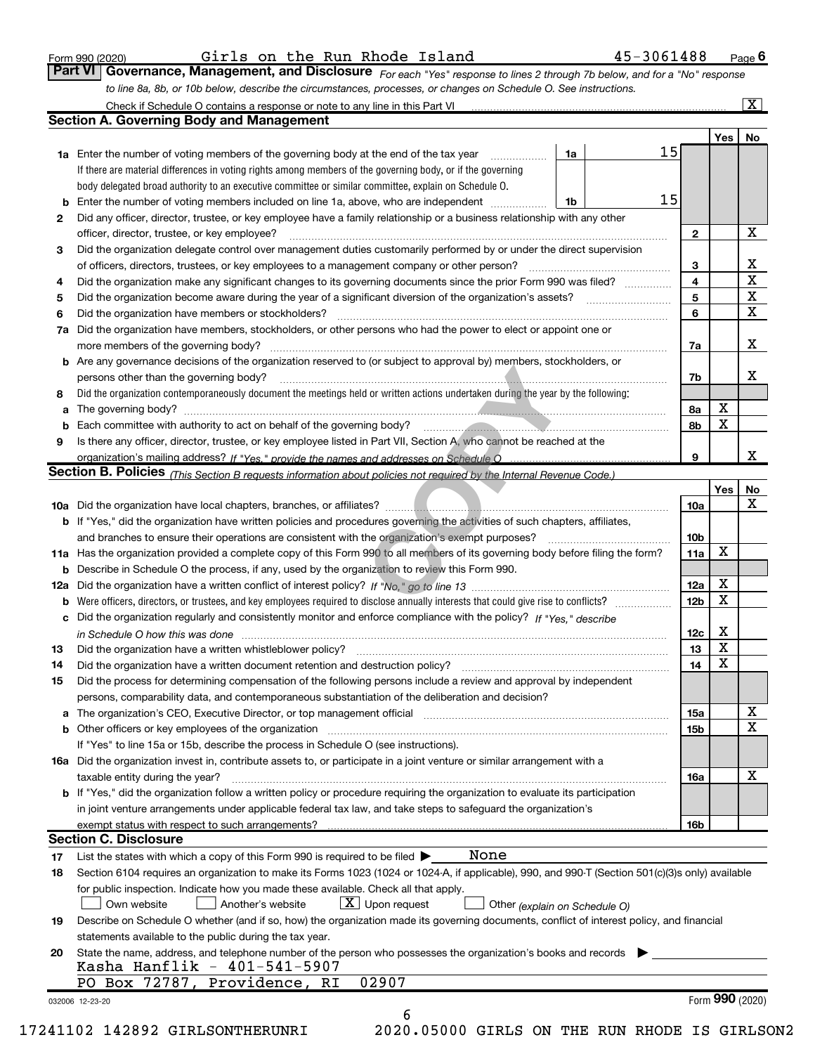Form 990 (2020) Girls on the Run Rhode Island 45-3061488 Page 6

**Part VI Governance, Management, and Disclosure** *For each "Yes" response to lines 2 through 7b below, and for a "No" response to line 8a, 8b, or 10b below, describe the circumstances, processes, or changes on Schedule O. See instructions.*

Check if Schedule O contains a response or note to any line in this Part VI [X]

## Section A. Governing Body and Management

| | | | | Yes | No |
|---|---|---|---|---|---|
| 1a | Enter the number of voting members of the governing body at the end of the tax year. If there are material differences in voting rights among members of the governing body, or if the governing body delegated broad authority to an executive committee or similar committee, explain on Schedule O. | 1a 15 | | | |
| b | Enter the number of voting members included on line 1a, above, who are independent | 1b 15 | | | |
| 2 | Did any officer, director, trustee, or key employee have a family relationship or a business relationship with any other officer, director, trustee, or key employee? | | 2 | | X |
| 3 | Did the organization delegate control over management duties customarily performed by or under the direct supervision of officers, directors, trustees, or key employees to a management company or other person? | | 3 | | X |
| 4 | Did the organization make any significant changes to its governing documents since the prior Form 990 was filed? | | 4 | | X |
| 5 | Did the organization become aware during the year of a significant diversion of the organization's assets? | | 5 | | X |
| 6 | Did the organization have members or stockholders? | | 6 | | X |
| 7a | Did the organization have members, stockholders, or other persons who had the power to elect or appoint one or more members of the governing body? | | 7a | | X |
| b | Are any governance decisions of the organization reserved to (or subject to approval by) members, stockholders, or persons other than the governing body? | | 7b | | X |
| 8 | Did the organization contemporaneously document the meetings held or written actions undertaken during the year by the following: | | | | |
| a | The governing body? | | 8a | X | |
| b | Each committee with authority to act on behalf of the governing body? | | 8b | X | |
| 9 | Is there any officer, director, trustee, or key employee listed in Part VII, Section A, who cannot be reached at the organization's mailing address? *If "Yes," provide the names and addresses on Schedule O* | | 9 | | X |

## Section B. Policies *(This Section B requests information about policies not required by the Internal Revenue Code.)*

| | | | Yes | No |
|---|---|---|---|---|
| 10a | Did the organization have local chapters, branches, or affiliates? | 10a | | X |
| b | If "Yes," did the organization have written policies and procedures governing the activities of such chapters, affiliates, and branches to ensure their operations are consistent with the organization's exempt purposes? | 10b | | |
| 11a | Has the organization provided a complete copy of this Form 990 to all members of its governing body before filing the form? | 11a | X | |
| b | Describe in Schedule O the process, if any, used by the organization to review this Form 990. | | | |
| 12a | Did the organization have a written conflict of interest policy? *If "No," go to line 13* | 12a | X | |
| b | Were officers, directors, or trustees, and key employees required to disclose annually interests that could give rise to conflicts? | 12b | X | |
| c | Did the organization regularly and consistently monitor and enforce compliance with the policy? *If "Yes," describe in Schedule O how this was done* | 12c | X | |
| 13 | Did the organization have a written whistleblower policy? | 13 | X | |
| 14 | Did the organization have a written document retention and destruction policy? | 14 | X | |
| 15 | Did the process for determining compensation of the following persons include a review and approval by independent persons, comparability data, and contemporaneous substantiation of the deliberation and decision? | | | |
| a | The organization's CEO, Executive Director, or top management official | 15a | | X |
| b | Other officers or key employees of the organization | 15b | | X |
| | If "Yes" to line 15a or 15b, describe the process in Schedule O (see instructions). | | | |
| 16a | Did the organization invest in, contribute assets to, or participate in a joint venture or similar arrangement with a taxable entity during the year? | 16a | | X |
| b | If "Yes," did the organization follow a written policy or procedure requiring the organization to evaluate its participation in joint venture arrangements under applicable federal tax law, and take steps to safeguard the organization's exempt status with respect to such arrangements? | 16b | | |

## Section C. Disclosure

17 List the states with which a copy of this Form 990 is required to be filed ▶ None

18 Section 6104 requires an organization to make its Forms 1023 (1024 or 1024-A, if applicable), 990, and 990-T (Section 501(c)(3)s only) available for public inspection. Indicate how you made these available. Check all that apply.
[ ] Own website [ ] Another's website [X] Upon request [ ] Other *(explain on Schedule O)*

19 Describe on Schedule O whether (and if so, how) the organization made its governing documents, conflict of interest policy, and financial statements available to the public during the tax year.

20 State the name, address, and telephone number of the person who possesses the organization's books and records ▶
Kasha Hanflik - 401-541-5907
PO Box 72787, Providence, RI 02907

032006 12-23-20 Form **990** (2020)

17241102 142892 GIRLSONTHERUNRI 2020.05000 GIRLS ON THE RUN RHODE IS GIRLSON2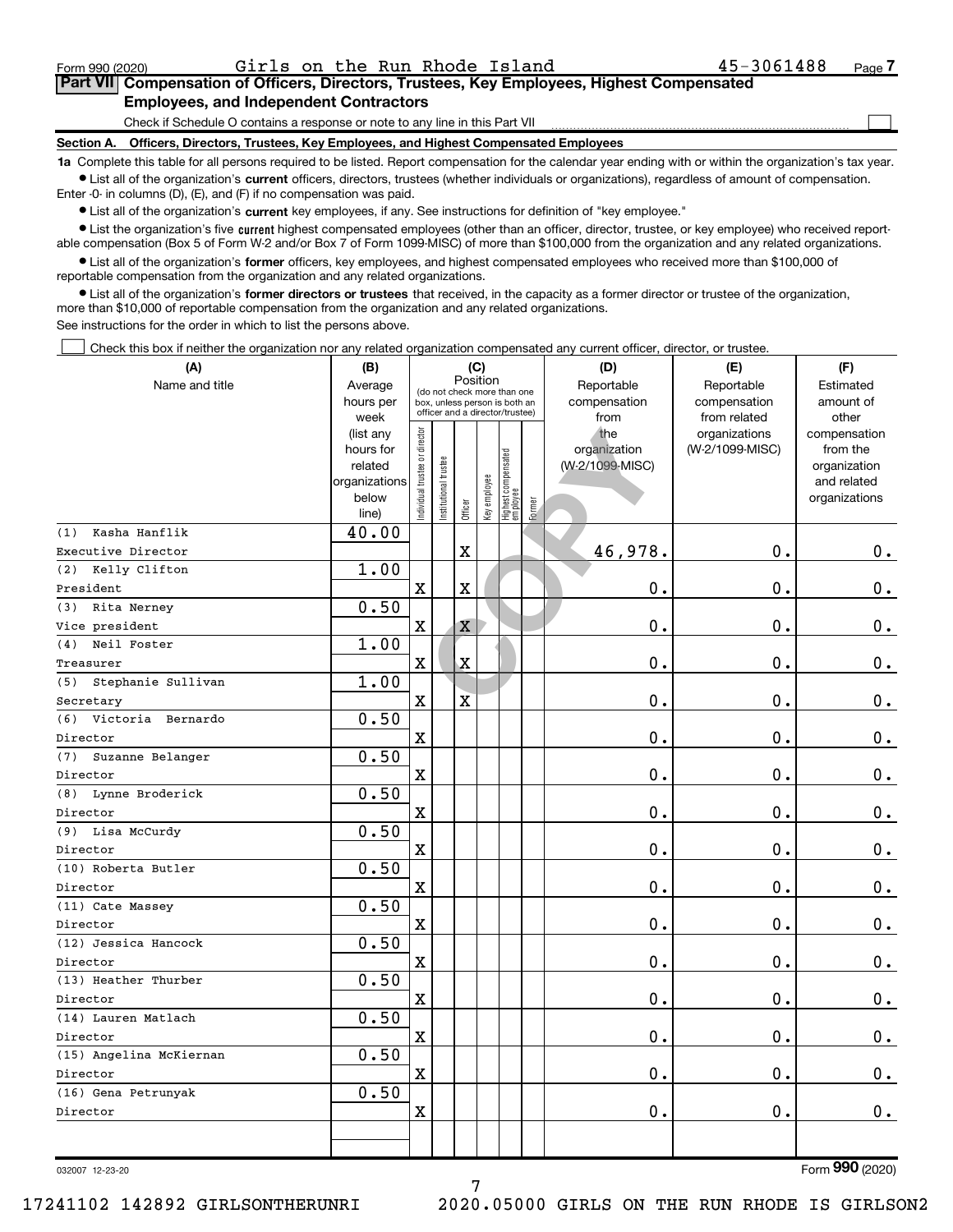Form 990 (2020) Girls on the Run Rhode Island 45-3061488 Page 7

## Part VII Compensation of Officers, Directors, Trustees, Key Employees, Highest Compensated Employees, and Independent Contractors

Check if Schedule O contains a response or note to any line in this Part VII ☐

### Section A. Officers, Directors, Trustees, Key Employees, and Highest Compensated Employees

**1a** Complete this table for all persons required to be listed. Report compensation for the calendar year ending with or within the organization's tax year.

- List all of the organization's **current** officers, directors, trustees (whether individuals or organizations), regardless of amount of compensation. Enter -0- in columns (D), (E), and (F) if no compensation was paid.
- List all of the organization's **current** key employees, if any. See instructions for definition of "key employee."
- List the organization's five **current** highest compensated employees (other than an officer, director, trustee, or key employee) who received reportable compensation (Box 5 of Form W-2 and/or Box 7 of Form 1099-MISC) of more than $100,000 from the organization and any related organizations.
- List all of the organization's **former** officers, key employees, and highest compensated employees who received more than $100,000 of reportable compensation from the organization and any related organizations.
- List all of the organization's **former directors or trustees** that received, in the capacity as a former director or trustee of the organization, more than $10,000 of reportable compensation from the organization and any related organizations.

See instructions for the order in which to list the persons above.

☐ Check this box if neither the organization nor any related organization compensated any current officer, director, or trustee.

| (A) Name and title | (B) Average hours per week (list any hours for related organizations below line) | (C) Position: Individual trustee or director | Institutional trustee | Officer | Key employee | Highest compensated employee | Former | (D) Reportable compensation from the organization (W-2/1099-MISC) | (E) Reportable compensation from related organizations (W-2/1099-MISC) | (F) Estimated amount of other compensation from the organization and related organizations |
|---|---|---|---|---|---|---|---|---|---|---|
| (1) Kasha Hanflik<br>Executive Director | 40.00 | | | X | | | | 46,978. | 0. | 0. |
| (2) Kelly Clifton<br>President | 1.00 | X | | X | | | | 0. | 0. | 0. |
| (3) Rita Nerney<br>Vice president | 0.50 | X | | X | | | | 0. | 0. | 0. |
| (4) Neil Foster<br>Treasurer | 1.00 | X | | X | | | | 0. | 0. | 0. |
| (5) Stephanie Sullivan<br>Secretary | 1.00 | X | | X | | | | 0. | 0. | 0. |
| (6) Victoria Bernardo<br>Director | 0.50 | X | | | | | | 0. | 0. | 0. |
| (7) Suzanne Belanger<br>Director | 0.50 | X | | | | | | 0. | 0. | 0. |
| (8) Lynne Broderick<br>Director | 0.50 | X | | | | | | 0. | 0. | 0. |
| (9) Lisa McCurdy<br>Director | 0.50 | X | | | | | | 0. | 0. | 0. |
| (10) Roberta Butler<br>Director | 0.50 | X | | | | | | 0. | 0. | 0. |
| (11) Cate Massey<br>Director | 0.50 | X | | | | | | 0. | 0. | 0. |
| (12) Jessica Hancock<br>Director | 0.50 | X | | | | | | 0. | 0. | 0. |
| (13) Heather Thurber<br>Director | 0.50 | X | | | | | | 0. | 0. | 0. |
| (14) Lauren Matlach<br>Director | 0.50 | X | | | | | | 0. | 0. | 0. |
| (15) Angelina McKiernan<br>Director | 0.50 | X | | | | | | 0. | 0. | 0. |
| (16) Gena Petrunyak<br>Director | 0.50 | X | | | | | | 0. | 0. | 0. |

032007 12-23-20

Form 990 (2020)

17241102 142892 GIRLSONTHERUNRI 2020.05000 GIRLS ON THE RUN RHODE IS GIRLSON2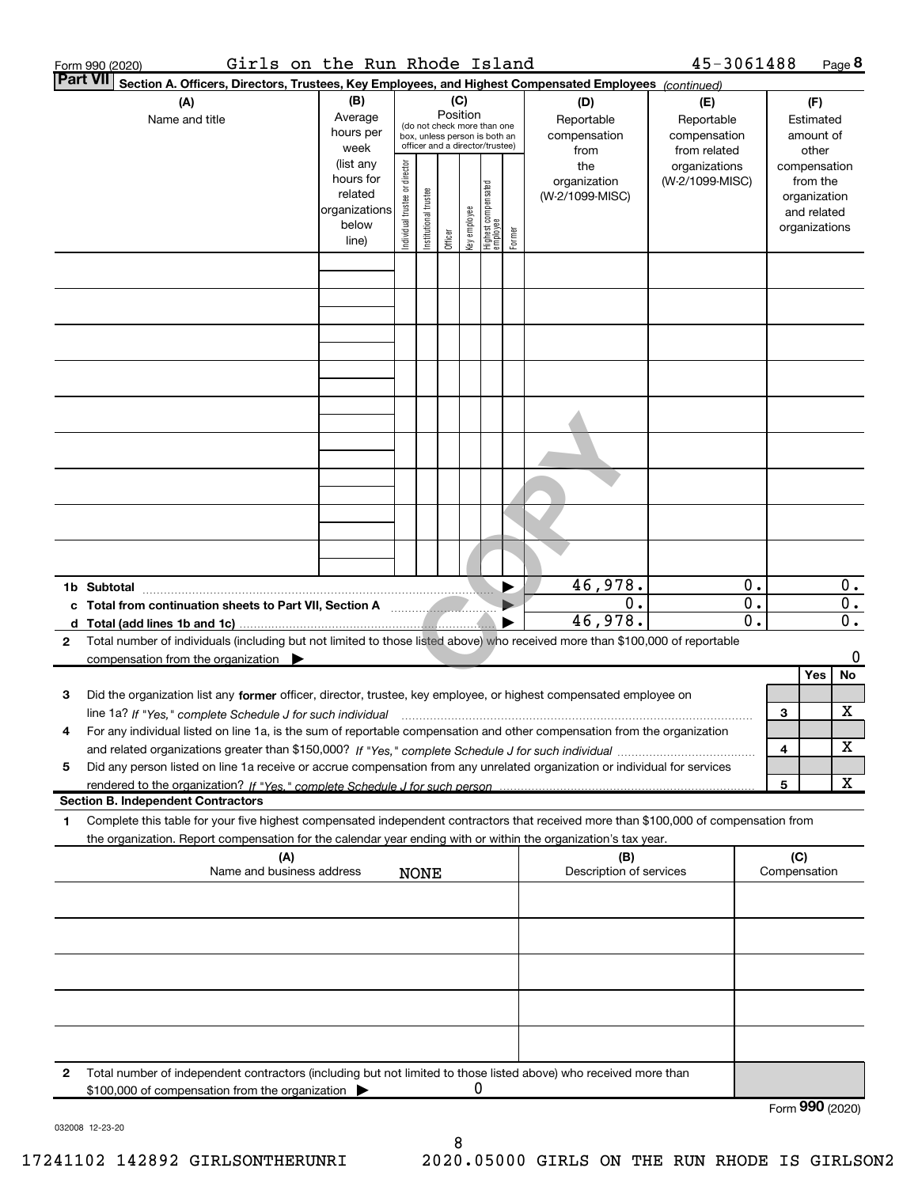Form 990 (2020) Girls on the Run Rhode Island 45-3061488 Page 8

**Part VII Section A. Officers, Directors, Trustees, Key Employees, and Highest Compensated Employees** *(continued)*

| (A) Name and title | (B) Average hours per week (list any hours for related organizations below line) | (C) Position: Individual trustee or director | Institutional trustee | Officer | Key employee | Highest compensated employee | Former | (D) Reportable compensation from the organization (W-2/1099-MISC) | (E) Reportable compensation from related organizations (W-2/1099-MISC) | (F) Estimated amount of other compensation from the organization and related organizations |
|---|---|---|---|---|---|---|---|---|---|---|
| | | | | | | | | | | |
| **1b Subtotal** | | | | | | | | 46,978. | 0. | 0. |
| **c Total from continuation sheets to Part VII, Section A** | | | | | | | | 0. | 0. | 0. |
| **d Total (add lines 1b and 1c)** | | | | | | | | 46,978. | 0. | 0. |

**2** Total number of individuals (including but not limited to those listed above) who received more than $100,000 of reportable compensation from the organization ▶ 0

| | | Yes | No |
|---|---|---|---|
| **3** Did the organization list any **former** officer, director, trustee, key employee, or highest compensated employee on line 1a? *If "Yes," complete Schedule J for such individual* | 3 | | X |
| **4** For any individual listed on line 1a, is the sum of reportable compensation and other compensation from the organization and related organizations greater than $150,000? *If "Yes," complete Schedule J for such individual* | 4 | | X |
| **5** Did any person listed on line 1a receive or accrue compensation from any unrelated organization or individual for services rendered to the organization? *If "Yes," complete Schedule J for such person* | 5 | | X |

**Section B. Independent Contractors**

**1** Complete this table for your five highest compensated independent contractors that received more than $100,000 of compensation from the organization. Report compensation for the calendar year ending with or within the organization's tax year.

| (A) Name and business address | (B) Description of services | (C) Compensation |
|---|---|---|
| NONE | | |
| | | |
| | | |
| | | |
| | | |

**2** Total number of independent contractors (including but not limited to those listed above) who received more than $100,000 of compensation from the organization ▶ 0

Form **990** (2020)

032008 12-23-20

17241102 142892 GIRLSONTHERUNRI 2020.05000 GIRLS ON THE RUN RHODE IS GIRLSON2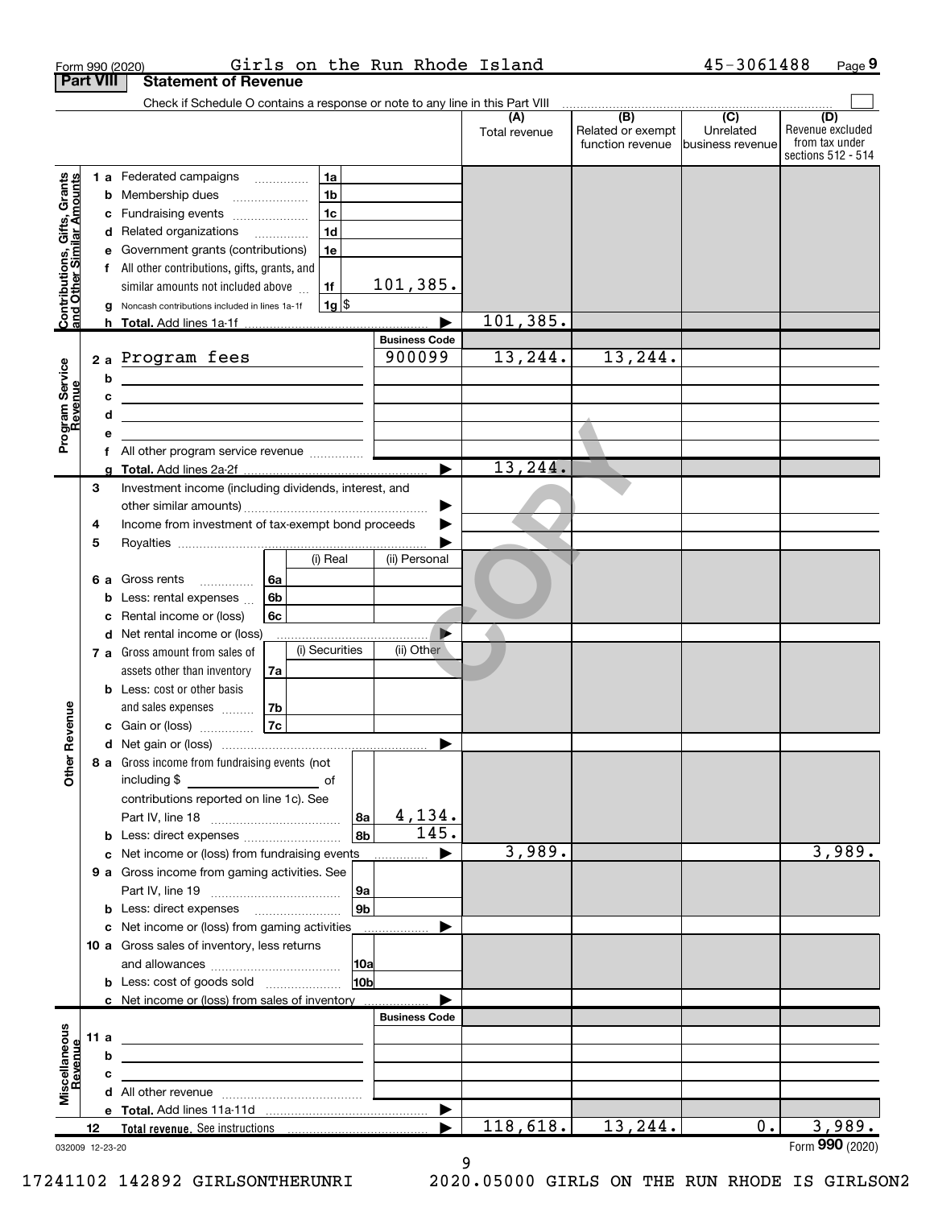Form 990 (2020) Girls on the Run Rhode Island 45-3061488

## Part VIII Statement of Revenue

Check if Schedule O contains a response or note to any line in this Part VIII

| | | | | (A) Total revenue | (B) Related or exempt function revenue | (C) Unrelated business revenue | (D) Revenue excluded from tax under sections 512 - 514 |
|---|---|---|---|---|---|---|---|
| **Contributions, Gifts, Grants and Other Similar Amounts** | 1 a Federated campaigns | 1a | | | | | |
| | b Membership dues | 1b | | | | | |
| | c Fundraising events | 1c | | | | | |
| | d Related organizations | 1d | | | | | |
| | e Government grants (contributions) | 1e | | | | | |
| | f All other contributions, gifts, grants, and similar amounts not included above | 1f | 101,385. | | | | |
| | g Noncash contributions included in lines 1a-1f | 1g $ | | | | | |
| | h Total. Add lines 1a-1f | | | 101,385. | | | |
| **Program Service Revenue** | | | **Business Code** | | | | |
| | 2 a Program fees | | 900099 | 13,244. | 13,244. | | |
| | b | | | | | | |
| | c | | | | | | |
| | d | | | | | | |
| | e | | | | | | |
| | f All other program service revenue | | | | | | |
| | g Total. Add lines 2a-2f | | | 13,244. | | | |
| **Other Revenue** | 3 Investment income (including dividends, interest, and other similar amounts) | | | | | | |
| | 4 Income from investment of tax-exempt bond proceeds | | | | | | |
| | 5 Royalties | | | | | | |
| | | (i) Real | (ii) Personal | | | | |
| | 6 a Gross rents 6a | | | | | | |
| | b Less: rental expenses 6b | | | | | | |
| | c Rental income or (loss) 6c | | | | | | |
| | d Net rental income or (loss) | | | | | | |
| | | (i) Securities | (ii) Other | | | | |
| | 7 a Gross amount from sales of assets other than inventory 7a | | | | | | |
| | b Less: cost or other basis and sales expenses 7b | | | | | | |
| | c Gain or (loss) 7c | | | | | | |
| | d Net gain or (loss) | | | | | | |
| | 8 a Gross income from fundraising events (not including $ of contributions reported on line 1c). See Part IV, line 18 | 8a | 4,134. | | | | |
| | b Less: direct expenses | 8b | 145. | | | | |
| | c Net income or (loss) from fundraising events | | | 3,989. | | | 3,989. |
| | 9 a Gross income from gaming activities. See Part IV, line 19 | 9a | | | | | |
| | b Less: direct expenses | 9b | | | | | |
| | c Net income or (loss) from gaming activities | | | | | | |
| | 10 a Gross sales of inventory, less returns and allowances | 10a | | | | | |
| | b Less: cost of goods sold | 10b | | | | | |
| | c Net income or (loss) from sales of inventory | | | | | | |
| **Miscellaneous Revenue** | | | **Business Code** | | | | |
| | 11 a | | | | | | |
| | b | | | | | | |
| | c | | | | | | |
| | d All other revenue | | | | | | |
| | e Total. Add lines 11a-11d | | | | | | |
| | 12 Total revenue. See instructions | | | 118,618. | 13,244. | 0. | 3,989. |

032009 12-23-20

Form 990 (2020)

17241102 142892 GIRLSONTHERUNRI 2020.05000 GIRLS ON THE RUN RHODE IS GIRLSON2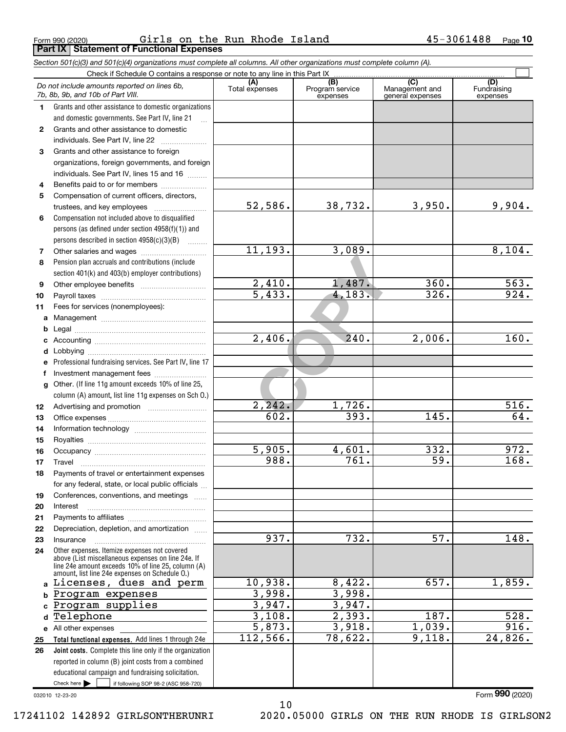Form 990 (2020) Girls on the Run Rhode Island 45-3061488

## Part IX Statement of Functional Expenses

*Section 501(c)(3) and 501(c)(4) organizations must complete all columns. All other organizations must complete column (A).*

Check if Schedule O contains a response or note to any line in this Part IX ☐

| *Do not include amounts reported on lines 6b, 7b, 8b, 9b, and 10b of Part VIII.* | (A) Total expenses | (B) Program service expenses | (C) Management and general expenses | (D) Fundraising expenses |
|---|---|---|---|---|
| **1** Grants and other assistance to domestic organizations and domestic governments. See Part IV, line 21 | | | | |
| **2** Grants and other assistance to domestic individuals. See Part IV, line 22 | | | | |
| **3** Grants and other assistance to foreign organizations, foreign governments, and foreign individuals. See Part IV, lines 15 and 16 | | | | |
| **4** Benefits paid to or for members | | | | |
| **5** Compensation of current officers, directors, trustees, and key employees | 52,586. | 38,732. | 3,950. | 9,904. |
| **6** Compensation not included above to disqualified persons (as defined under section 4958(f)(1)) and persons described in section 4958(c)(3)(B) | | | | |
| **7** Other salaries and wages | 11,193. | 3,089. | | 8,104. |
| **8** Pension plan accruals and contributions (include section 401(k) and 403(b) employer contributions) | | | | |
| **9** Other employee benefits | 2,410. | 1,487. | 360. | 563. |
| **10** Payroll taxes | 5,433. | 4,183. | 326. | 924. |
| **11** Fees for services (nonemployees): | | | | |
| **a** Management | | | | |
| **b** Legal | | | | |
| **c** Accounting | 2,406. | 240. | 2,006. | 160. |
| **d** Lobbying | | | | |
| **e** Professional fundraising services. See Part IV, line 17 | | | | |
| **f** Investment management fees | | | | |
| **g** Other. (If line 11g amount exceeds 10% of line 25, column (A) amount, list line 11g expenses on Sch O.) | | | | |
| **12** Advertising and promotion | 2,242. | 1,726. | | 516. |
| **13** Office expenses | 602. | 393. | 145. | 64. |
| **14** Information technology | | | | |
| **15** Royalties | | | | |
| **16** Occupancy | 5,905. | 4,601. | 332. | 972. |
| **17** Travel | 988. | 761. | 59. | 168. |
| **18** Payments of travel or entertainment expenses for any federal, state, or local public officials | | | | |
| **19** Conferences, conventions, and meetings | | | | |
| **20** Interest | | | | |
| **21** Payments to affiliates | | | | |
| **22** Depreciation, depletion, and amortization | | | | |
| **23** Insurance | 937. | 732. | 57. | 148. |
| **24** Other expenses. Itemize expenses not covered above (List miscellaneous expenses on line 24e. If line 24e amount exceeds 10% of line 25, column (A) amount, list line 24e expenses on Schedule O.) | | | | |
| **a** Licenses, dues and perm | 10,938. | 8,422. | 657. | 1,859. |
| **b** Program expenses | 3,998. | 3,998. | | |
| **c** Program supplies | 3,947. | 3,947. | | |
| **d** Telephone | 3,108. | 2,393. | 187. | 528. |
| **e** All other expenses | 5,873. | 3,918. | 1,039. | 916. |
| **25** **Total functional expenses.** Add lines 1 through 24e | 112,566. | 78,622. | 9,118. | 24,826. |
| **26** **Joint costs.** Complete this line only if the organization reported in column (B) joint costs from a combined educational campaign and fundraising solicitation. Check here ☐ if following SOP 98-2 (ASC 958-720) | | | | |

032010 12-23-20

Form **990** (2020)

17241102 142892 GIRLSONTHERUNRI 2020.05000 GIRLS ON THE RUN RHODE IS GIRLSON2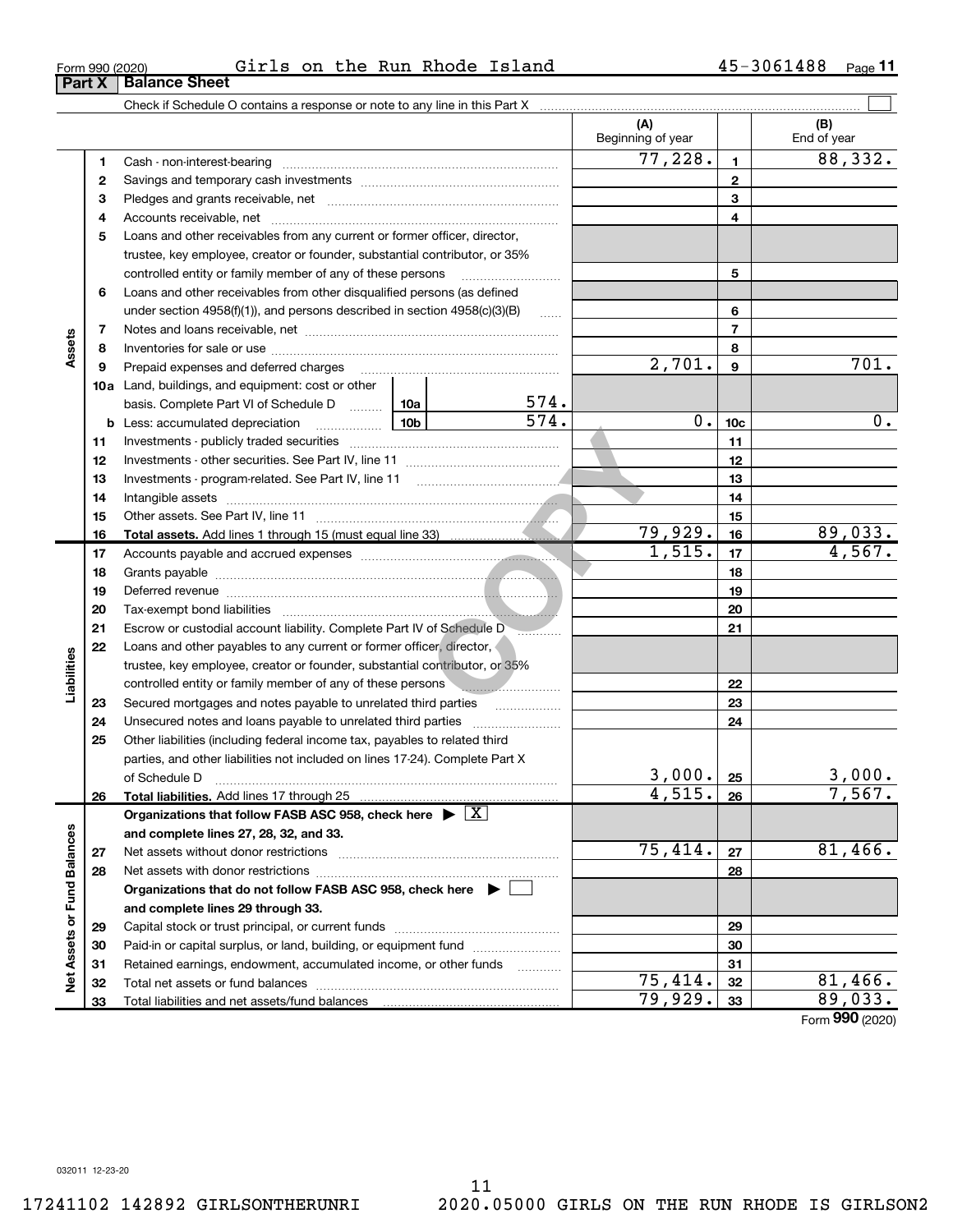Form 990 (2020) Girls on the Run Rhode Island 45-3061488

**Part X | Balance Sheet**

Check if Schedule O contains a response or note to any line in this Part X ☐

| | | | | (A) Beginning of year | | (B) End of year |
|---|---|---|---|---|---|---|
| Assets | 1 | Cash - non-interest-bearing | | 77,228. | 1 | 88,332. |
| | 2 | Savings and temporary cash investments | | | 2 | |
| | 3 | Pledges and grants receivable, net | | | 3 | |
| | 4 | Accounts receivable, net | | | 4 | |
| | 5 | Loans and other receivables from any current or former officer, director, trustee, key employee, creator or founder, substantial contributor, or 35% controlled entity or family member of any of these persons | | | 5 | |
| | 6 | Loans and other receivables from other disqualified persons (as defined under section 4958(f)(1)), and persons described in section 4958(c)(3)(B) | | | 6 | |
| | 7 | Notes and loans receivable, net | | | 7 | |
| | 8 | Inventories for sale or use | | | 8 | |
| | 9 | Prepaid expenses and deferred charges | | 2,701. | 9 | 701. |
| | 10a | Land, buildings, and equipment: cost or other basis. Complete Part VI of Schedule D | 10a 574. | | | |
| | b | Less: accumulated depreciation | 10b 574. | 0. | 10c | 0. |
| | 11 | Investments - publicly traded securities | | | 11 | |
| | 12 | Investments - other securities. See Part IV, line 11 | | | 12 | |
| | 13 | Investments - program-related. See Part IV, line 11 | | | 13 | |
| | 14 | Intangible assets | | | 14 | |
| | 15 | Other assets. See Part IV, line 11 | | | 15 | |
| | 16 | **Total assets.** Add lines 1 through 15 (must equal line 33) | | 79,929. | 16 | 89,033. |
| Liabilities | 17 | Accounts payable and accrued expenses | | 1,515. | 17 | 4,567. |
| | 18 | Grants payable | | | 18 | |
| | 19 | Deferred revenue | | | 19 | |
| | 20 | Tax-exempt bond liabilities | | | 20 | |
| | 21 | Escrow or custodial account liability. Complete Part IV of Schedule D | | | 21 | |
| | 22 | Loans and other payables to any current or former officer, director, trustee, key employee, creator or founder, substantial contributor, or 35% controlled entity or family member of any of these persons | | | 22 | |
| | 23 | Secured mortgages and notes payable to unrelated third parties | | | 23 | |
| | 24 | Unsecured notes and loans payable to unrelated third parties | | | 24 | |
| | 25 | Other liabilities (including federal income tax, payables to related third parties, and other liabilities not included on lines 17-24). Complete Part X of Schedule D | | 3,000. | 25 | 3,000. |
| | 26 | **Total liabilities.** Add lines 17 through 25 | | 4,515. | 26 | 7,567. |
| Net Assets or Fund Balances | | **Organizations that follow FASB ASC 958, check here** ▶ ☒ **and complete lines 27, 28, 32, and 33.** | | | | |
| | 27 | Net assets without donor restrictions | | 75,414. | 27 | 81,466. |
| | 28 | Net assets with donor restrictions | | | 28 | |
| | | **Organizations that do not follow FASB ASC 958, check here** ▶ ☐ **and complete lines 29 through 33.** | | | | |
| | 29 | Capital stock or trust principal, or current funds | | | 29 | |
| | 30 | Paid-in or capital surplus, or land, building, or equipment fund | | | 30 | |
| | 31 | Retained earnings, endowment, accumulated income, or other funds | | | 31 | |
| | 32 | Total net assets or fund balances | | 75,414. | 32 | 81,466. |
| | 33 | Total liabilities and net assets/fund balances | | 79,929. | 33 | 89,033. |

Form **990** (2020)

032011 12-23-20

17241102 142892 GIRLSONTHERUNRI 2020.05000 GIRLS ON THE RUN RHODE IS GIRLSON2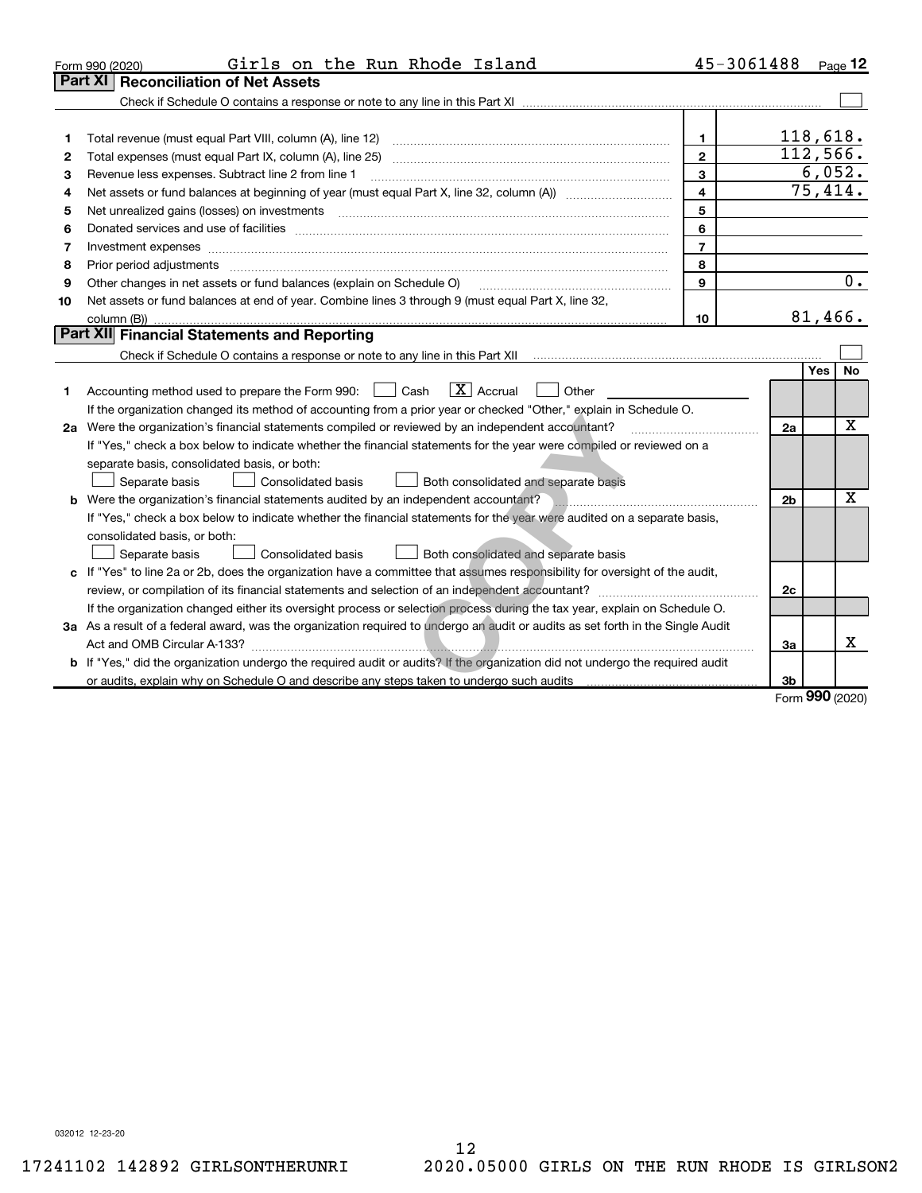Form 990 (2020) Girls on the Run Rhode Island 45-3061488 Page 12

## Part XI Reconciliation of Net Assets

Check if Schedule O contains a response or note to any line in this Part XI ☐

| | | | |
|---|---|---|---|
| 1 | Total revenue (must equal Part VIII, column (A), line 12) | 1 | 118,618. |
| 2 | Total expenses (must equal Part IX, column (A), line 25) | 2 | 112,566. |
| 3 | Revenue less expenses. Subtract line 2 from line 1 | 3 | 6,052. |
| 4 | Net assets or fund balances at beginning of year (must equal Part X, line 32, column (A)) | 4 | 75,414. |
| 5 | Net unrealized gains (losses) on investments | 5 | |
| 6 | Donated services and use of facilities | 6 | |
| 7 | Investment expenses | 7 | |
| 8 | Prior period adjustments | 8 | |
| 9 | Other changes in net assets or fund balances (explain on Schedule O) | 9 | 0. |
| 10 | Net assets or fund balances at end of year. Combine lines 3 through 9 (must equal Part X, line 32, column (B)) | 10 | 81,466. |

## Part XII Financial Statements and Reporting

Check if Schedule O contains a response or note to any line in this Part XII ☐

| | | | Yes | No |
|---|---|---|---|---|
| 1 | Accounting method used to prepare the Form 990: ☐ Cash ☒ Accrual ☐ Other<br>If the organization changed its method of accounting from a prior year or checked "Other," explain in Schedule O. | | | |
| 2a | Were the organization's financial statements compiled or reviewed by an independent accountant?<br>If "Yes," check a box below to indicate whether the financial statements for the year were compiled or reviewed on a separate basis, consolidated basis, or both:<br>☐ Separate basis ☐ Consolidated basis ☐ Both consolidated and separate basis | 2a | | X |
| b | Were the organization's financial statements audited by an independent accountant?<br>If "Yes," check a box below to indicate whether the financial statements for the year were audited on a separate basis, consolidated basis, or both:<br>☐ Separate basis ☐ Consolidated basis ☐ Both consolidated and separate basis | 2b | | X |
| c | If "Yes" to line 2a or 2b, does the organization have a committee that assumes responsibility for oversight of the audit, review, or compilation of its financial statements and selection of an independent accountant?<br>If the organization changed either its oversight process or selection process during the tax year, explain on Schedule O. | 2c | | |
| 3a | As a result of a federal award, was the organization required to undergo an audit or audits as set forth in the Single Audit Act and OMB Circular A-133? | 3a | | X |
| b | If "Yes," did the organization undergo the required audit or audits? If the organization did not undergo the required audit or audits, explain why on Schedule O and describe any steps taken to undergo such audits | 3b | | |

Form 990 (2020)

032012 12-23-20

17241102 142892 GIRLSONTHERUNRI 2020.05000 GIRLS ON THE RUN RHODE IS GIRLSON2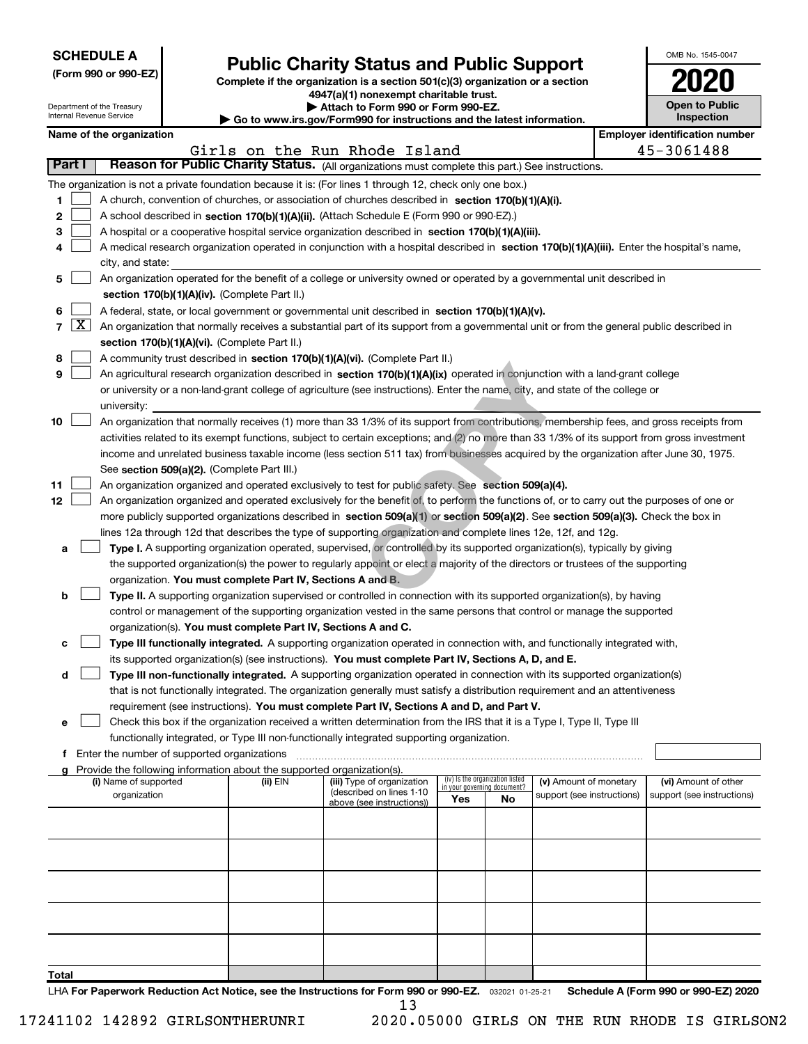**SCHEDULE A**
**(Form 990 or 990-EZ)**

Department of the Treasury
Internal Revenue Service

# Public Charity Status and Public Support

**Complete if the organization is a section 501(c)(3) organization or a section 4947(a)(1) nonexempt charitable trust.**
**▶ Attach to Form 990 or Form 990-EZ.**
**▶ Go to www.irs.gov/Form990 for instructions and the latest information.**

OMB No. 1545-0047

**2020**

**Open to Public Inspection**

**Name of the organization**
Girls on the Run Rhode Island

**Employer identification number**
45-3061488

**Part I — Reason for Public Charity Status.** (All organizations must complete this part.) See instructions.

The organization is not a private foundation because it is: (For lines 1 through 12, check only one box.)

1 ☐ A church, convention of churches, or association of churches described in **section 170(b)(1)(A)(i).**

2 ☐ A school described in **section 170(b)(1)(A)(ii).** (Attach Schedule E (Form 990 or 990-EZ).)

3 ☐ A hospital or a cooperative hospital service organization described in **section 170(b)(1)(A)(iii).**

4 ☐ A medical research organization operated in conjunction with a hospital described in **section 170(b)(1)(A)(iii).** Enter the hospital's name, city, and state:

5 ☐ An organization operated for the benefit of a college or university owned or operated by a governmental unit described in **section 170(b)(1)(A)(iv).** (Complete Part II.)

6 ☐ A federal, state, or local government or governmental unit described in **section 170(b)(1)(A)(v).**

7 ☒ An organization that normally receives a substantial part of its support from a governmental unit or from the general public described in **section 170(b)(1)(A)(vi).** (Complete Part II.)

8 ☐ A community trust described in **section 170(b)(1)(A)(vi).** (Complete Part II.)

9 ☐ An agricultural research organization described in **section 170(b)(1)(A)(ix)** operated in conjunction with a land-grant college or university or a non-land-grant college of agriculture (see instructions). Enter the name, city, and state of the college or university:

10 ☐ An organization that normally receives (1) more than 33 1/3% of its support from contributions, membership fees, and gross receipts from activities related to its exempt functions, subject to certain exceptions; and (2) no more than 33 1/3% of its support from gross investment income and unrelated business taxable income (less section 511 tax) from businesses acquired by the organization after June 30, 1975. See **section 509(a)(2).** (Complete Part III.)

11 ☐ An organization organized and operated exclusively to test for public safety. See **section 509(a)(4).**

12 ☐ An organization organized and operated exclusively for the benefit of, to perform the functions of, or to carry out the purposes of one or more publicly supported organizations described in **section 509(a)(1)** or **section 509(a)(2)**. See **section 509(a)(3).** Check the box in lines 12a through 12d that describes the type of supporting organization and complete lines 12e, 12f, and 12g.

a ☐ **Type I.** A supporting organization operated, supervised, or controlled by its supported organization(s), typically by giving the supported organization(s) the power to regularly appoint or elect a majority of the directors or trustees of the supporting organization. **You must complete Part IV, Sections A and B.**

b ☐ **Type II.** A supporting organization supervised or controlled in connection with its supported organization(s), by having control or management of the supporting organization vested in the same persons that control or manage the supported organization(s). **You must complete Part IV, Sections A and C.**

c ☐ **Type III functionally integrated.** A supporting organization operated in connection with, and functionally integrated with, its supported organization(s) (see instructions). **You must complete Part IV, Sections A, D, and E.**

d ☐ **Type III non-functionally integrated.** A supporting organization operated in connection with its supported organization(s) that is not functionally integrated. The organization generally must satisfy a distribution requirement and an attentiveness requirement (see instructions). **You must complete Part IV, Sections A and D, and Part V.**

e ☐ Check this box if the organization received a written determination from the IRS that it is a Type I, Type II, Type III functionally integrated, or Type III non-functionally integrated supporting organization.

f Enter the number of supported organizations

g Provide the following information about the supported organization(s).

| (i) Name of supported organization | (ii) EIN | (iii) Type of organization (described on lines 1-10 above (see instructions)) | (iv) Is the organization listed in your governing document? Yes | No | (v) Amount of monetary support (see instructions) | (vi) Amount of other support (see instructions) |
|---|---|---|---|---|---|---|
| | | | | | | |
| | | | | | | |
| | | | | | | |
| | | | | | | |
| | | | | | | |
| **Total** | | | | | | |

LHA **For Paperwork Reduction Act Notice, see the Instructions for Form 990 or 990-EZ.** 032021 01-25-21 **Schedule A (Form 990 or 990-EZ) 2020**

17241102 142892 GIRLSONTHERUNRI 2020.05000 GIRLS ON THE RUN RHODE IS GIRLSON2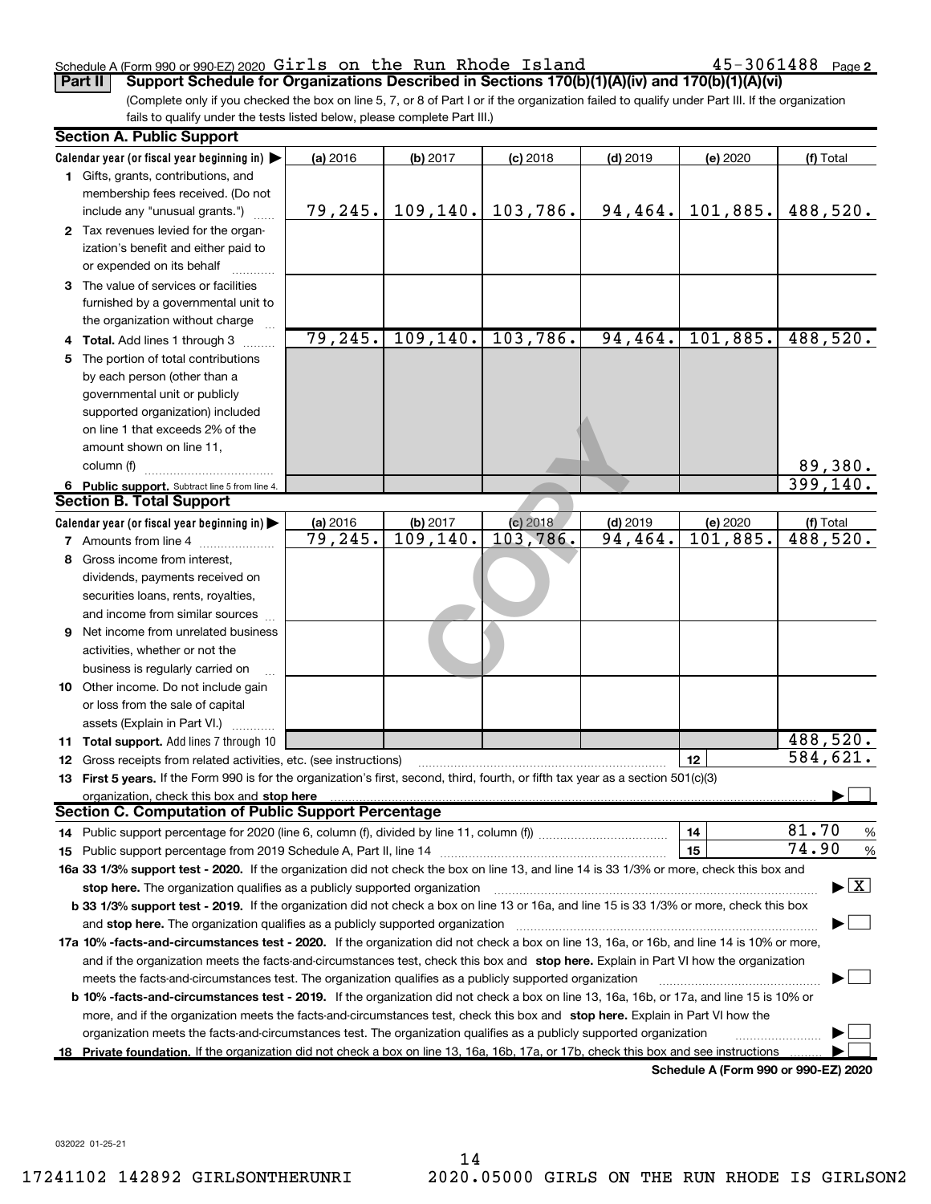Schedule A (Form 990 or 990-EZ) 2020 Girls on the Run Rhode Island 45-3061488 Page 2

**Part II Support Schedule for Organizations Described in Sections 170(b)(1)(A)(iv) and 170(b)(1)(A)(vi)**

(Complete only if you checked the box on line 5, 7, or 8 of Part I or if the organization failed to qualify under Part III. If the organization fails to qualify under the tests listed below, please complete Part III.)

**Section A. Public Support**

| Calendar year (or fiscal year beginning in) ▶ | (a) 2016 | (b) 2017 | (c) 2018 | (d) 2019 | (e) 2020 | (f) Total |
|---|---|---|---|---|---|---|
| 1 Gifts, grants, contributions, and membership fees received. (Do not include any "unusual grants.") | 79,245. | 109,140. | 103,786. | 94,464. | 101,885. | 488,520. |
| 2 Tax revenues levied for the organization's benefit and either paid to or expended on its behalf | | | | | | |
| 3 The value of services or facilities furnished by a governmental unit to the organization without charge | | | | | | |
| 4 **Total.** Add lines 1 through 3 | 79,245. | 109,140. | 103,786. | 94,464. | 101,885. | 488,520. |
| 5 The portion of total contributions by each person (other than a governmental unit or publicly supported organization) included on line 1 that exceeds 2% of the amount shown on line 11, column (f) | | | | | | 89,380. |
| 6 **Public support.** Subtract line 5 from line 4. | | | | | | 399,140. |

**Section B. Total Support**

| Calendar year (or fiscal year beginning in) ▶ | (a) 2016 | (b) 2017 | (c) 2018 | (d) 2019 | (e) 2020 | (f) Total |
|---|---|---|---|---|---|---|
| 7 Amounts from line 4 | 79,245. | 109,140. | 103,786. | 94,464. | 101,885. | 488,520. |
| 8 Gross income from interest, dividends, payments received on securities loans, rents, royalties, and income from similar sources | | | | | | |
| 9 Net income from unrelated business activities, whether or not the business is regularly carried on | | | | | | |
| 10 Other income. Do not include gain or loss from the sale of capital assets (Explain in Part VI.) | | | | | | |
| 11 **Total support.** Add lines 7 through 10 | | | | | | 488,520. |
| 12 Gross receipts from related activities, etc. (see instructions) | | | | | 12 | 584,621. |

13 **First 5 years.** If the Form 990 is for the organization's first, second, third, fourth, or fifth tax year as a section 501(c)(3) organization, check this box and **stop here** ▶ ☐

**Section C. Computation of Public Support Percentage**

| | | |
|---|---|---|
| 14 Public support percentage for 2020 (line 6, column (f), divided by line 11, column (f)) | 14 | 81.70 % |
| 15 Public support percentage from 2019 Schedule A, Part II, line 14 | 15 | 74.90 % |

**16a 33 1/3% support test - 2020.** If the organization did not check the box on line 13, and line 14 is 33 1/3% or more, check this box and **stop here.** The organization qualifies as a publicly supported organization ▶ ☒

**b 33 1/3% support test - 2019.** If the organization did not check a box on line 13 or 16a, and line 15 is 33 1/3% or more, check this box and **stop here.** The organization qualifies as a publicly supported organization ▶ ☐

**17a 10% -facts-and-circumstances test - 2020.** If the organization did not check a box on line 13, 16a, or 16b, and line 14 is 10% or more, and if the organization meets the facts-and-circumstances test, check this box and **stop here.** Explain in Part VI how the organization meets the facts-and-circumstances test. The organization qualifies as a publicly supported organization ▶ ☐

**b 10% -facts-and-circumstances test - 2019.** If the organization did not check a box on line 13, 16a, 16b, or 17a, and line 15 is 10% or more, and if the organization meets the facts-and-circumstances test, check this box and **stop here.** Explain in Part VI how the organization meets the facts-and-circumstances test. The organization qualifies as a publicly supported organization ▶ ☐

**18 Private foundation.** If the organization did not check a box on line 13, 16a, 16b, 17a, or 17b, check this box and see instructions ▶ ☐

**Schedule A (Form 990 or 990-EZ) 2020**

032022 01-25-21

17241102 142892 GIRLSONTHERUNRI 2020.05000 GIRLS ON THE RUN RHODE IS GIRLSON2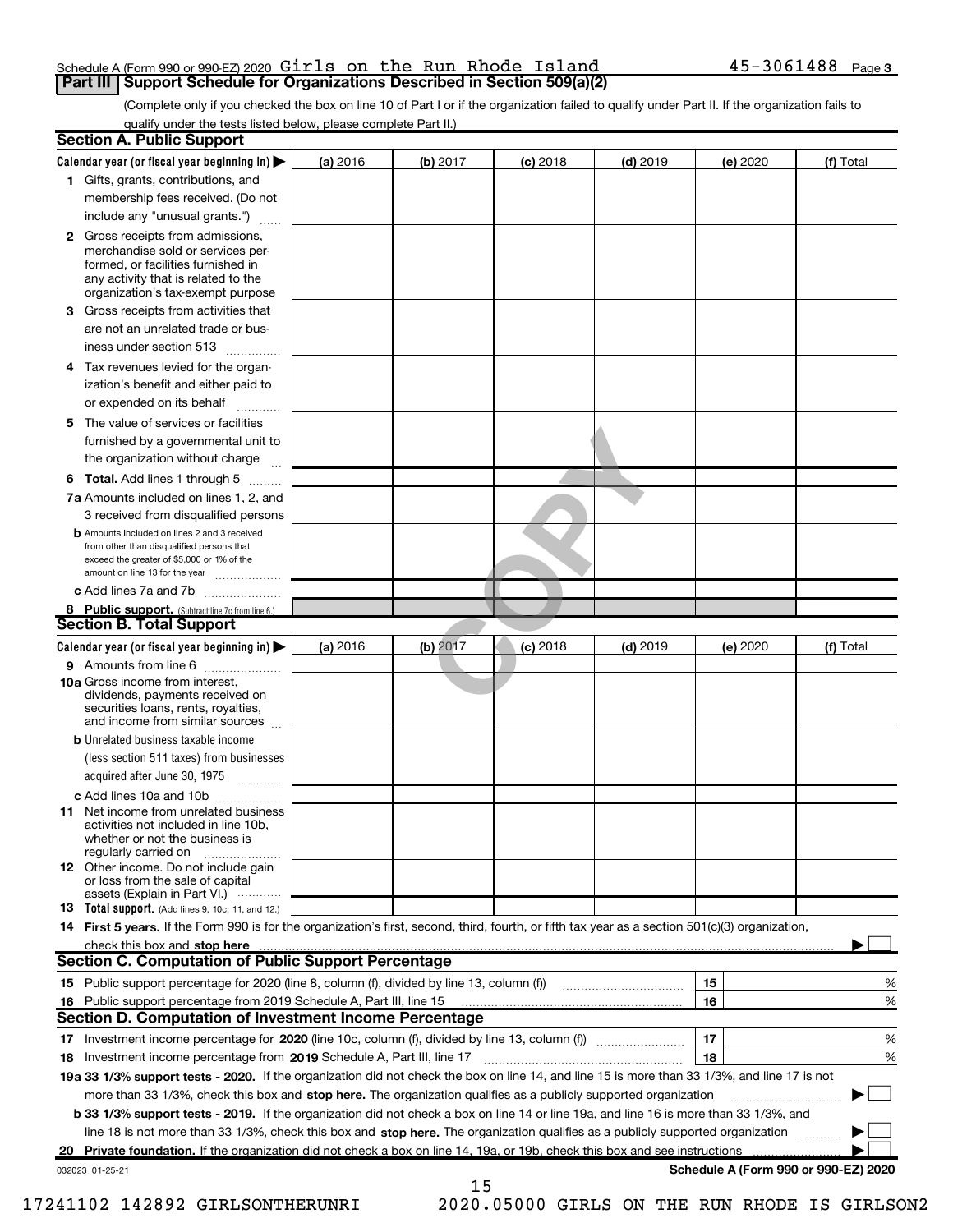Schedule A (Form 990 or 990-EZ) 2020 Girls on the Run Rhode Island 45-3061488 Page 3

## Part III Support Schedule for Organizations Described in Section 509(a)(2)

(Complete only if you checked the box on line 10 of Part I or if the organization failed to qualify under Part II. If the organization fails to qualify under the tests listed below, please complete Part II.)

### Section A. Public Support

| Calendar year (or fiscal year beginning in) ▶ | (a) 2016 | (b) 2017 | (c) 2018 | (d) 2019 | (e) 2020 | (f) Total |
|---|---|---|---|---|---|---|
| 1 Gifts, grants, contributions, and membership fees received. (Do not include any "unusual grants.") | | | | | | |
| 2 Gross receipts from admissions, merchandise sold or services performed, or facilities furnished in any activity that is related to the organization's tax-exempt purpose | | | | | | |
| 3 Gross receipts from activities that are not an unrelated trade or business under section 513 | | | | | | |
| 4 Tax revenues levied for the organization's benefit and either paid to or expended on its behalf | | | | | | |
| 5 The value of services or facilities furnished by a governmental unit to the organization without charge | | | | | | |
| 6 **Total.** Add lines 1 through 5 | | | | | | |
| 7a Amounts included on lines 1, 2, and 3 received from disqualified persons | | | | | | |
| b Amounts included on lines 2 and 3 received from other than disqualified persons that exceed the greater of $5,000 or 1% of the amount on line 13 for the year | | | | | | |
| c Add lines 7a and 7b | | | | | | |
| 8 **Public support.** (Subtract line 7c from line 6.) | | | | | | |

### Section B. Total Support

| Calendar year (or fiscal year beginning in) ▶ | (a) 2016 | (b) 2017 | (c) 2018 | (d) 2019 | (e) 2020 | (f) Total |
|---|---|---|---|---|---|---|
| 9 Amounts from line 6 | | | | | | |
| 10a Gross income from interest, dividends, payments received on securities loans, rents, royalties, and income from similar sources | | | | | | |
| b Unrelated business taxable income (less section 511 taxes) from businesses acquired after June 30, 1975 | | | | | | |
| c Add lines 10a and 10b | | | | | | |
| 11 Net income from unrelated business activities not included in line 10b, whether or not the business is regularly carried on | | | | | | |
| 12 Other income. Do not include gain or loss from the sale of capital assets (Explain in Part VI.) | | | | | | |
| 13 **Total support.** (Add lines 9, 10c, 11, and 12.) | | | | | | |

14 **First 5 years.** If the Form 990 is for the organization's first, second, third, fourth, or fifth tax year as a section 501(c)(3) organization, check this box and **stop here** ▶ ☐

### Section C. Computation of Public Support Percentage

| | | | |
|---|---|---|---|
| 15 | Public support percentage for 2020 (line 8, column (f), divided by line 13, column (f)) | 15 | % |
| 16 | Public support percentage from 2019 Schedule A, Part III, line 15 | 16 | % |

### Section D. Computation of Investment Income Percentage

| | | | |
|---|---|---|---|
| 17 | Investment income percentage for **2020** (line 10c, column (f), divided by line 13, column (f)) | 17 | % |
| 18 | Investment income percentage from **2019** Schedule A, Part III, line 17 | 18 | % |

**19a 33 1/3% support tests - 2020.** If the organization did not check the box on line 14, and line 15 is more than 33 1/3%, and line 17 is not more than 33 1/3%, check this box and **stop here.** The organization qualifies as a publicly supported organization ▶ ☐

**b 33 1/3% support tests - 2019.** If the organization did not check a box on line 14 or line 19a, and line 16 is more than 33 1/3%, and line 18 is not more than 33 1/3%, check this box and **stop here.** The organization qualifies as a publicly supported organization ▶ ☐

**20 Private foundation.** If the organization did not check a box on line 14, 19a, or 19b, check this box and see instructions ▶ ☐

032023 01-25-21 **Schedule A (Form 990 or 990-EZ) 2020**

17241102 142892 GIRLSONTHERUNRI 2020.05000 GIRLS ON THE RUN RHODE IS GIRLSON2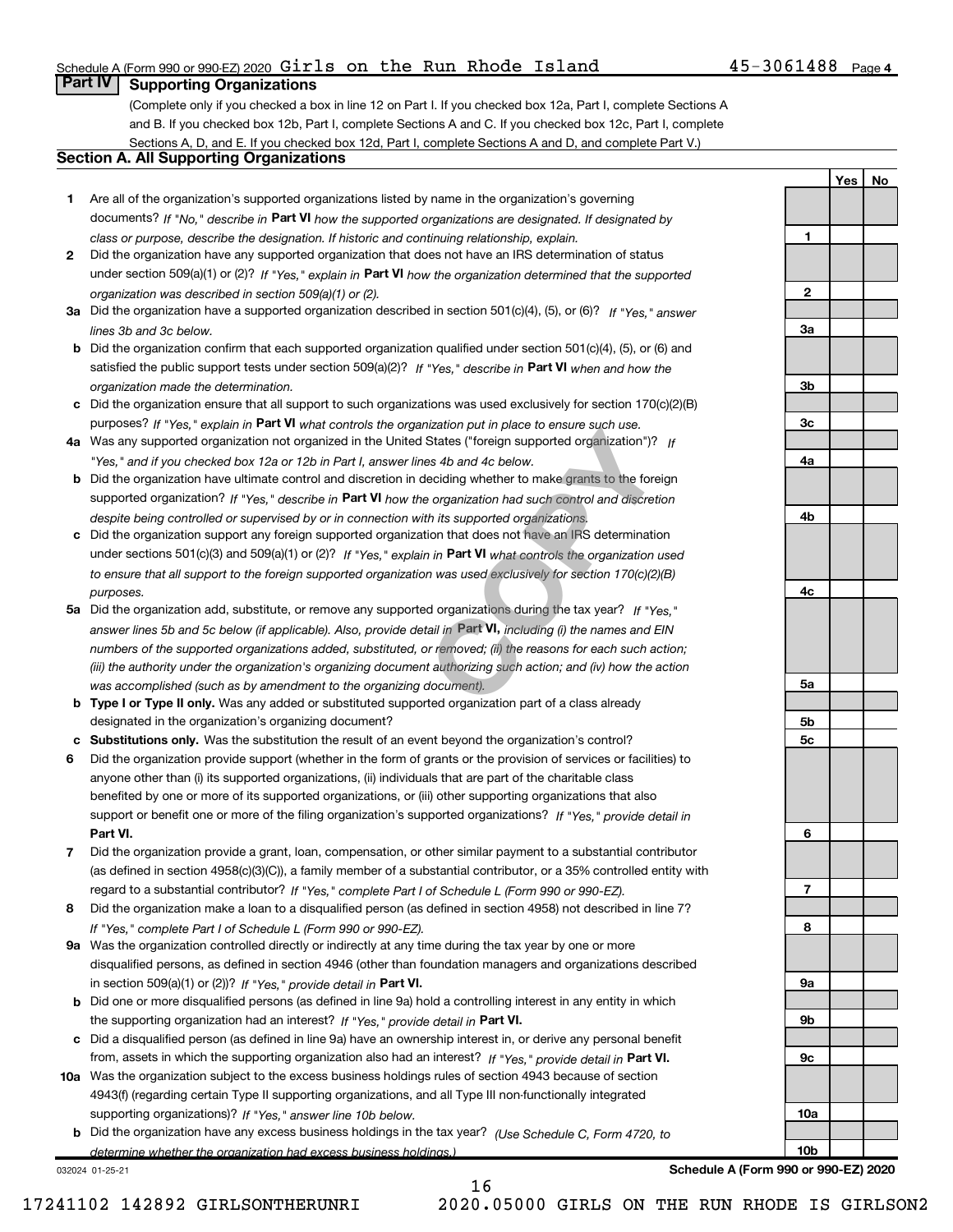Schedule A (Form 990 or 990-EZ) 2020 Girls on the Run Rhode Island 45-3061488 Page 4

## Part IV Supporting Organizations

(Complete only if you checked a box in line 12 on Part I. If you checked box 12a, Part I, complete Sections A and B. If you checked box 12b, Part I, complete Sections A and C. If you checked box 12c, Part I, complete Sections A, D, and E. If you checked box 12d, Part I, complete Sections A and D, and complete Part V.)

### Section A. All Supporting Organizations

| | | Line | Yes | No |
|---|---|---|---|---|
| **1** | Are all of the organization's supported organizations listed by name in the organization's governing documents? *If "No," describe in* **Part VI** *how the supported organizations are designated. If designated by class or purpose, describe the designation. If historic and continuing relationship, explain.* | 1 | | |
| **2** | Did the organization have any supported organization that does not have an IRS determination of status under section 509(a)(1) or (2)? *If "Yes," explain in* **Part VI** *how the organization determined that the supported organization was described in section 509(a)(1) or (2).* | 2 | | |
| **3a** | Did the organization have a supported organization described in section 501(c)(4), (5), or (6)? *If "Yes," answer lines 3b and 3c below.* | 3a | | |
| **b** | Did the organization confirm that each supported organization qualified under section 501(c)(4), (5), or (6) and satisfied the public support tests under section 509(a)(2)? *If "Yes," describe in* **Part VI** *when and how the organization made the determination.* | 3b | | |
| **c** | Did the organization ensure that all support to such organizations was used exclusively for section 170(c)(2)(B) purposes? *If "Yes," explain in* **Part VI** *what controls the organization put in place to ensure such use.* | 3c | | |
| **4a** | Was any supported organization not organized in the United States ("foreign supported organization")? *If "Yes," and if you checked box 12a or 12b in Part I, answer lines 4b and 4c below.* | 4a | | |
| **b** | Did the organization have ultimate control and discretion in deciding whether to make grants to the foreign supported organization? *If "Yes," describe in* **Part VI** *how the organization had such control and discretion despite being controlled or supervised by or in connection with its supported organizations.* | 4b | | |
| **c** | Did the organization support any foreign supported organization that does not have an IRS determination under sections 501(c)(3) and 509(a)(1) or (2)? *If "Yes," explain in* **Part VI** *what controls the organization used to ensure that all support to the foreign supported organization was used exclusively for section 170(c)(2)(B) purposes.* | 4c | | |
| **5a** | Did the organization add, substitute, or remove any supported organizations during the tax year? *If "Yes," answer lines 5b and 5c below (if applicable). Also, provide detail in* **Part VI,** *including (i) the names and EIN numbers of the supported organizations added, substituted, or removed; (ii) the reasons for each such action; (iii) the authority under the organization's organizing document authorizing such action; and (iv) how the action was accomplished (such as by amendment to the organizing document).* | 5a | | |
| **b** | **Type I or Type II only.** Was any added or substituted supported organization part of a class already designated in the organization's organizing document? | 5b | | |
| **c** | **Substitutions only.** Was the substitution the result of an event beyond the organization's control? | 5c | | |
| **6** | Did the organization provide support (whether in the form of grants or the provision of services or facilities) to anyone other than (i) its supported organizations, (ii) individuals that are part of the charitable class benefited by one or more of its supported organizations, or (iii) other supporting organizations that also support or benefit one or more of the filing organization's supported organizations? *If "Yes," provide detail in* **Part VI.** | 6 | | |
| **7** | Did the organization provide a grant, loan, compensation, or other similar payment to a substantial contributor (as defined in section 4958(c)(3)(C)), a family member of a substantial contributor, or a 35% controlled entity with regard to a substantial contributor? *If "Yes," complete Part I of Schedule L (Form 990 or 990-EZ).* | 7 | | |
| **8** | Did the organization make a loan to a disqualified person (as defined in section 4958) not described in line 7? *If "Yes," complete Part I of Schedule L (Form 990 or 990-EZ).* | 8 | | |
| **9a** | Was the organization controlled directly or indirectly at any time during the tax year by one or more disqualified persons, as defined in section 4946 (other than foundation managers and organizations described in section 509(a)(1) or (2))? *If "Yes," provide detail in* **Part VI.** | 9a | | |
| **b** | Did one or more disqualified persons (as defined in line 9a) hold a controlling interest in any entity in which the supporting organization had an interest? *If "Yes," provide detail in* **Part VI.** | 9b | | |
| **c** | Did a disqualified person (as defined in line 9a) have an ownership interest in, or derive any personal benefit from, assets in which the supporting organization also had an interest? *If "Yes," provide detail in* **Part VI.** | 9c | | |
| **10a** | Was the organization subject to the excess business holdings rules of section 4943 because of section 4943(f) (regarding certain Type II supporting organizations, and all Type III non-functionally integrated supporting organizations)? *If "Yes," answer line 10b below.* | 10a | | |
| **b** | Did the organization have any excess business holdings in the tax year? *(Use Schedule C, Form 4720, to determine whether the organization had excess business holdings.)* | 10b | | |

032024 01-25-21 **Schedule A (Form 990 or 990-EZ) 2020**

17241102 142892 GIRLSONTHERUNRI 2020.05000 GIRLS ON THE RUN RHODE IS GIRLSON2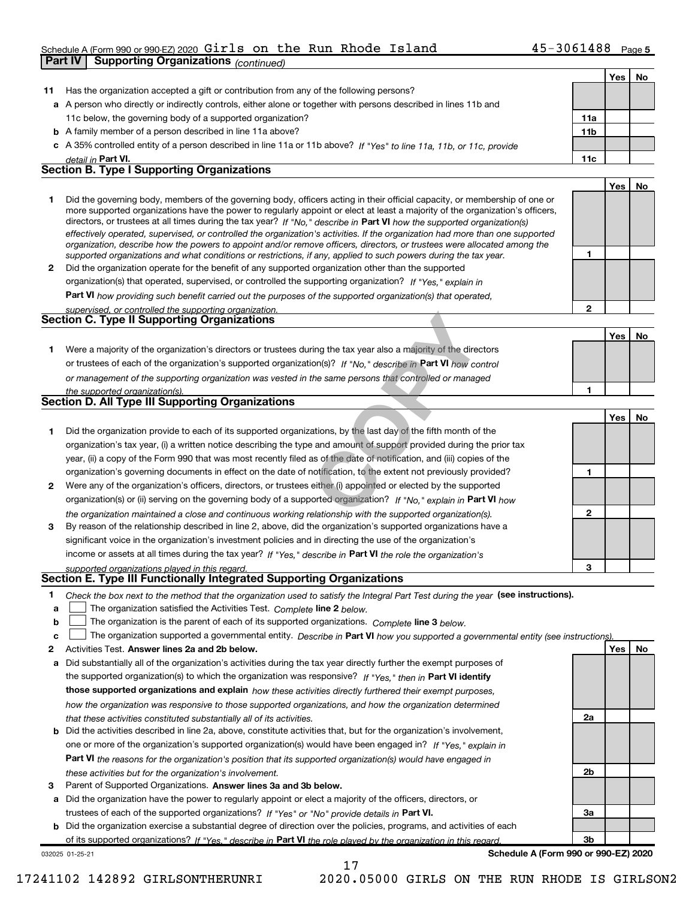Schedule A (Form 990 or 990-EZ) 2020 Girls on the Run Rhode Island 45-3061488 Page 5

## Part IV Supporting Organizations *(continued)*

| | | | Yes | No |
|---|---|---|---|---|
| 11 | Has the organization accepted a gift or contribution from any of the following persons? | | | |
| a | A person who directly or indirectly controls, either alone or together with persons described in lines 11b and 11c below, the governing body of a supported organization? | 11a | | |
| b | A family member of a person described in line 11a above? | 11b | | |
| c | A 35% controlled entity of a person described in line 11a or 11b above? *If "Yes" to line 11a, 11b, or 11c, provide detail in* **Part VI.** | 11c | | |

### Section B. Type I Supporting Organizations

| | | | Yes | No |
|---|---|---|---|---|
| 1 | Did the governing body, members of the governing body, officers acting in their official capacity, or membership of one or more supported organizations have the power to regularly appoint or elect at least a majority of the organization's officers, directors, or trustees at all times during the tax year? *If "No," describe in* **Part VI** *how the supported organization(s) effectively operated, supervised, or controlled the organization's activities. If the organization had more than one supported organization, describe how the powers to appoint and/or remove officers, directors, or trustees were allocated among the supported organizations and what conditions or restrictions, if any, applied to such powers during the tax year.* | 1 | | |
| 2 | Did the organization operate for the benefit of any supported organization other than the supported organization(s) that operated, supervised, or controlled the supporting organization? *If "Yes," explain in* **Part VI** *how providing such benefit carried out the purposes of the supported organization(s) that operated, supervised, or controlled the supporting organization.* | 2 | | |

### Section C. Type II Supporting Organizations

| | | | Yes | No |
|---|---|---|---|---|
| 1 | Were a majority of the organization's directors or trustees during the tax year also a majority of the directors or trustees of each of the organization's supported organization(s)? *If "No," describe in* **Part VI** *how control or management of the supporting organization was vested in the same persons that controlled or managed the supported organization(s).* | 1 | | |

### Section D. All Type III Supporting Organizations

| | | | Yes | No |
|---|---|---|---|---|
| 1 | Did the organization provide to each of its supported organizations, by the last day of the fifth month of the organization's tax year, (i) a written notice describing the type and amount of support provided during the prior tax year, (ii) a copy of the Form 990 that was most recently filed as of the date of notification, and (iii) copies of the organization's governing documents in effect on the date of notification, to the extent not previously provided? | 1 | | |
| 2 | Were any of the organization's officers, directors, or trustees either (i) appointed or elected by the supported organization(s) or (ii) serving on the governing body of a supported organization? *If "No," explain in* **Part VI** *how the organization maintained a close and continuous working relationship with the supported organization(s).* | 2 | | |
| 3 | By reason of the relationship described in line 2, above, did the organization's supported organizations have a significant voice in the organization's investment policies and in directing the use of the organization's income or assets at all times during the tax year? *If "Yes," describe in* **Part VI** *the role the organization's supported organizations played in this regard.* | 3 | | |

### Section E. Type III Functionally Integrated Supporting Organizations

1 *Check the box next to the method that the organization used to satisfy the Integral Part Test during the year* **(see instructions).**

- a ☐ The organization satisfied the Activities Test. *Complete* **line 2** *below.*
- b ☐ The organization is the parent of each of its supported organizations. *Complete* **line 3** *below.*
- c ☐ The organization supported a governmental entity. *Describe in* **Part VI** *how you supported a governmental entity (see instructions).*

| | | | Yes | No |
|---|---|---|---|---|
| 2 | Activities Test. **Answer lines 2a and 2b below.** | | | |
| a | Did substantially all of the organization's activities during the tax year directly further the exempt purposes of the supported organization(s) to which the organization was responsive? *If "Yes," then in* **Part VI identify those supported organizations and explain** *how these activities directly furthered their exempt purposes, how the organization was responsive to those supported organizations, and how the organization determined that these activities constituted substantially all of its activities.* | 2a | | |
| b | Did the activities described in line 2a, above, constitute activities that, but for the organization's involvement, one or more of the organization's supported organization(s) would have been engaged in? *If "Yes," explain in* **Part VI** *the reasons for the organization's position that its supported organization(s) would have engaged in these activities but for the organization's involvement.* | 2b | | |
| 3 | Parent of Supported Organizations. **Answer lines 3a and 3b below.** | | | |
| a | Did the organization have the power to regularly appoint or elect a majority of the officers, directors, or trustees of each of the supported organizations? *If "Yes" or "No" provide details in* **Part VI.** | 3a | | |
| b | Did the organization exercise a substantial degree of direction over the policies, programs, and activities of each of its supported organizations? *If "Yes," describe in* **Part VI** *the role played by the organization in this regard.* | 3b | | |

032025 01-25-21 **Schedule A (Form 990 or 990-EZ) 2020**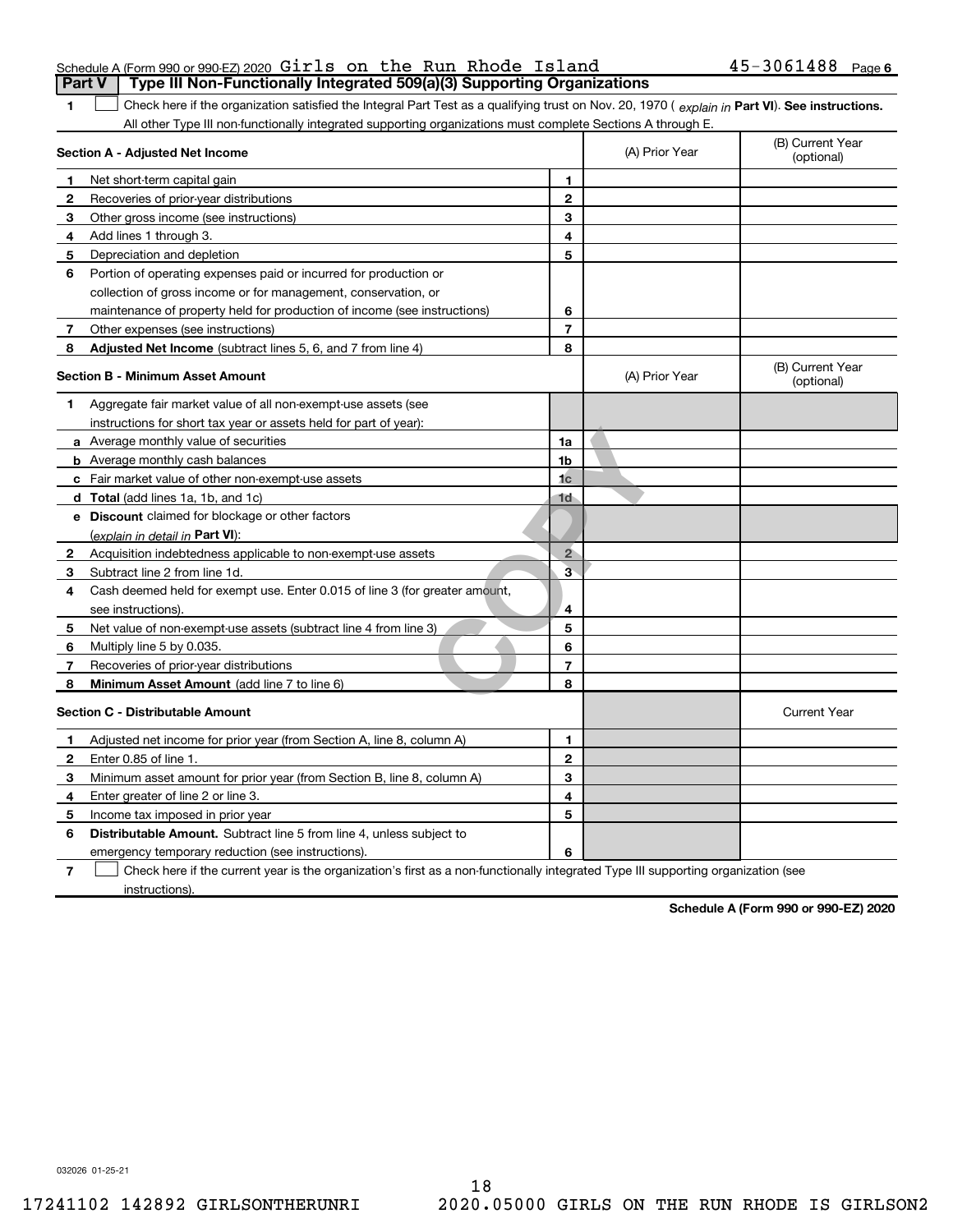Schedule A (Form 990 or 990-EZ) 2020 Girls on the Run Rhode Island 45-3061488 Page 6

**Part V Type III Non-Functionally Integrated 509(a)(3) Supporting Organizations**

**1** ☐ Check here if the organization satisfied the Integral Part Test as a qualifying trust on Nov. 20, 1970 ( *explain in* **Part VI**). **See instructions.** All other Type III non-functionally integrated supporting organizations must complete Sections A through E.

| **Section A - Adjusted Net Income** | | | (A) Prior Year | (B) Current Year (optional) |
|---|---|---|---|---|
| **1** | Net short-term capital gain | **1** | | |
| **2** | Recoveries of prior-year distributions | **2** | | |
| **3** | Other gross income (see instructions) | **3** | | |
| **4** | Add lines 1 through 3. | **4** | | |
| **5** | Depreciation and depletion | **5** | | |
| **6** | Portion of operating expenses paid or incurred for production or collection of gross income or for management, conservation, or maintenance of property held for production of income (see instructions) | **6** | | |
| **7** | Other expenses (see instructions) | **7** | | |
| **8** | **Adjusted Net Income** (subtract lines 5, 6, and 7 from line 4) | **8** | | |

| **Section B - Minimum Asset Amount** | | | (A) Prior Year | (B) Current Year (optional) |
|---|---|---|---|---|
| **1** | Aggregate fair market value of all non-exempt-use assets (see instructions for short tax year or assets held for part of year): | | | |
| **a** | Average monthly value of securities | **1a** | | |
| **b** | Average monthly cash balances | **1b** | | |
| **c** | Fair market value of other non-exempt-use assets | **1c** | | |
| **d** | **Total** (add lines 1a, 1b, and 1c) | **1d** | | |
| **e** | **Discount** claimed for blockage or other factors (*explain in detail in* **Part VI**): | | | |
| **2** | Acquisition indebtedness applicable to non-exempt-use assets | **2** | | |
| **3** | Subtract line 2 from line 1d. | **3** | | |
| **4** | Cash deemed held for exempt use. Enter 0.015 of line 3 (for greater amount, see instructions). | **4** | | |
| **5** | Net value of non-exempt-use assets (subtract line 4 from line 3) | **5** | | |
| **6** | Multiply line 5 by 0.035. | **6** | | |
| **7** | Recoveries of prior-year distributions | **7** | | |
| **8** | **Minimum Asset Amount** (add line 7 to line 6) | **8** | | |

| **Section C - Distributable Amount** | | | | Current Year |
|---|---|---|---|---|
| **1** | Adjusted net income for prior year (from Section A, line 8, column A) | **1** | | |
| **2** | Enter 0.85 of line 1. | **2** | | |
| **3** | Minimum asset amount for prior year (from Section B, line 8, column A) | **3** | | |
| **4** | Enter greater of line 2 or line 3. | **4** | | |
| **5** | Income tax imposed in prior year | **5** | | |
| **6** | **Distributable Amount.** Subtract line 5 from line 4, unless subject to emergency temporary reduction (see instructions). | **6** | | |

**7** ☐ Check here if the current year is the organization's first as a non-functionally integrated Type III supporting organization (see instructions).

**Schedule A (Form 990 or 990-EZ) 2020**

032026 01-25-21

17241102 142892 GIRLSONTHERUNRI 2020.05000 GIRLS ON THE RUN RHODE IS GIRLSON2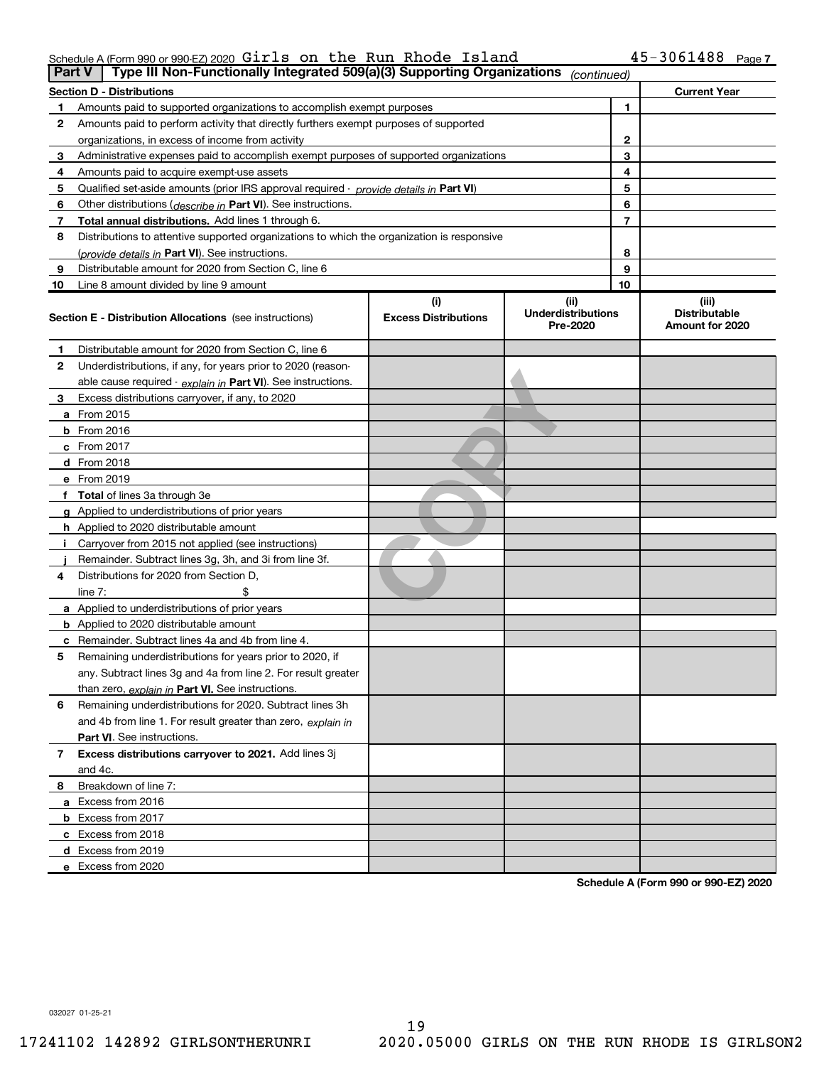Schedule A (Form 990 or 990-EZ) 2020 Girls on the Run Rhode Island 45-3061488 Page 7

**Part V | Type III Non-Functionally Integrated 509(a)(3) Supporting Organizations** *(continued)*

| Section D - Distributions | | | Current Year |
|---|---|---|---|
| 1 | Amounts paid to supported organizations to accomplish exempt purposes | 1 | |
| 2 | Amounts paid to perform activity that directly furthers exempt purposes of supported organizations, in excess of income from activity | 2 | |
| 3 | Administrative expenses paid to accomplish exempt purposes of supported organizations | 3 | |
| 4 | Amounts paid to acquire exempt-use assets | 4 | |
| 5 | Qualified set-aside amounts (prior IRS approval required - *provide details in* **Part VI**) | 5 | |
| 6 | Other distributions (*describe in* **Part VI**). See instructions. | 6 | |
| 7 | **Total annual distributions.** Add lines 1 through 6. | 7 | |
| 8 | Distributions to attentive supported organizations to which the organization is responsive (*provide details in* **Part VI**). See instructions. | 8 | |
| 9 | Distributable amount for 2020 from Section C, line 6 | 9 | |
| 10 | Line 8 amount divided by line 9 amount | 10 | |

| | **Section E - Distribution Allocations** (see instructions) | (i) Excess Distributions | (ii) Underdistributions Pre-2020 | (iii) Distributable Amount for 2020 |
|---|---|---|---|---|
| 1 | Distributable amount for 2020 from Section C, line 6 | | | |
| 2 | Underdistributions, if any, for years prior to 2020 (reasonable cause required - *explain in* **Part VI**). See instructions. | | | |
| 3 | Excess distributions carryover, if any, to 2020 | | | |
| a | From 2015 | | | |
| b | From 2016 | | | |
| c | From 2017 | | | |
| d | From 2018 | | | |
| e | From 2019 | | | |
| f | **Total** of lines 3a through 3e | | | |
| g | Applied to underdistributions of prior years | | | |
| h | Applied to 2020 distributable amount | | | |
| i | Carryover from 2015 not applied (see instructions) | | | |
| j | Remainder. Subtract lines 3g, 3h, and 3i from line 3f. | | | |
| 4 | Distributions for 2020 from Section D, line 7: $ | | | |
| a | Applied to underdistributions of prior years | | | |
| b | Applied to 2020 distributable amount | | | |
| c | Remainder. Subtract lines 4a and 4b from line 4. | | | |
| 5 | Remaining underdistributions for years prior to 2020, if any. Subtract lines 3g and 4a from line 2. For result greater than zero, *explain in* **Part VI.** See instructions. | | | |
| 6 | Remaining underdistributions for 2020. Subtract lines 3h and 4b from line 1. For result greater than zero, *explain in* **Part VI**. See instructions. | | | |
| 7 | **Excess distributions carryover to 2021.** Add lines 3j and 4c. | | | |
| 8 | Breakdown of line 7: | | | |
| a | Excess from 2016 | | | |
| b | Excess from 2017 | | | |
| c | Excess from 2018 | | | |
| d | Excess from 2019 | | | |
| e | Excess from 2020 | | | |

**Schedule A (Form 990 or 990-EZ) 2020**

032027 01-25-21

17241102 142892 GIRLSONTHERUNRI 2020.05000 GIRLS ON THE RUN RHODE IS GIRLSON2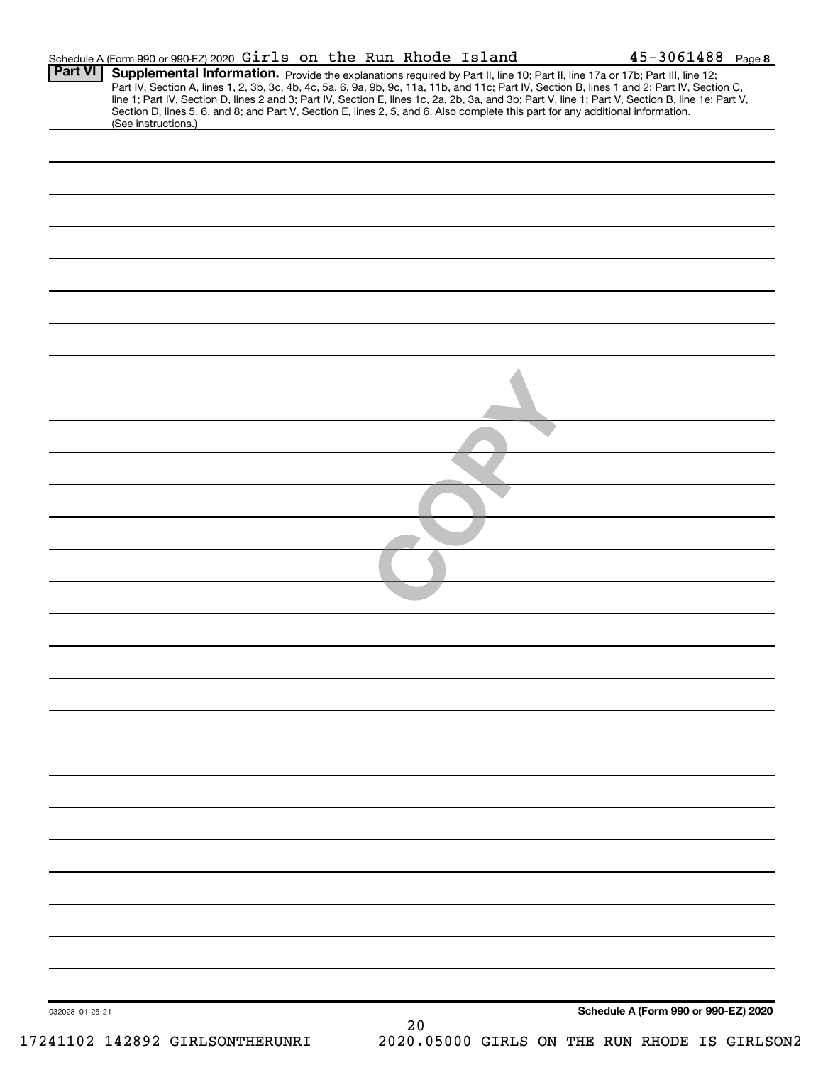Schedule A (Form 990 or 990-EZ) 2020 Girls on the Run Rhode Island 45-3061488 Page **8**

**Part VI** **Supplemental Information.** Provide the explanations required by Part II, line 10; Part II, line 17a or 17b; Part III, line 12; Part IV, Section A, lines 1, 2, 3b, 3c, 4b, 4c, 5a, 6, 9a, 9b, 9c, 11a, 11b, and 11c; Part IV, Section B, lines 1 and 2; Part IV, Section C, line 1; Part IV, Section D, lines 2 and 3; Part IV, Section E, lines 1c, 2a, 2b, 3a, and 3b; Part V, line 1; Part V, Section B, line 1e; Part V, Section D, lines 5, 6, and 8; and Part V, Section E, lines 2, 5, and 6. Also complete this part for any additional information. (See instructions.)

COPY

032028 01-25-21

**Schedule A (Form 990 or 990-EZ) 2020**

17241102 142892 GIRLSONTHERUNRI 2020.05000 GIRLS ON THE RUN RHODE IS GIRLSON2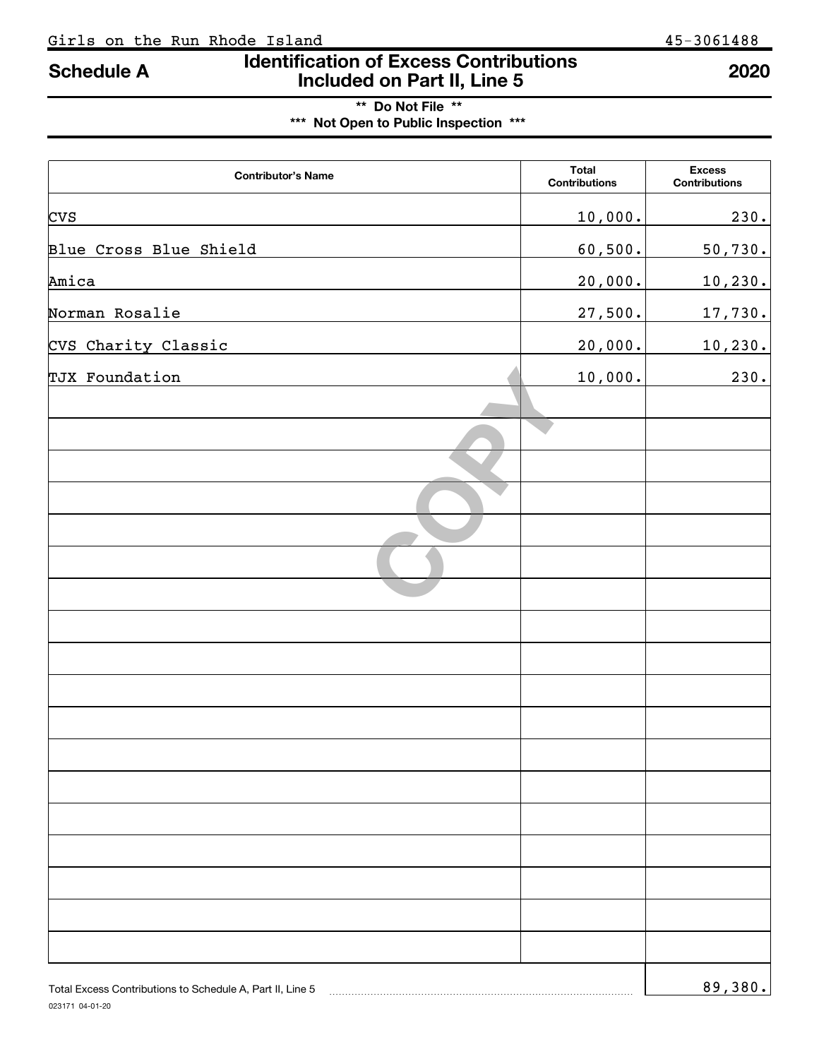Girls on the Run Rhode Island 45-3061488

# Schedule A — Identification of Excess Contributions Included on Part II, Line 5 — 2020

**\*\* Do Not File \*\***

**\*\*\* Not Open to Public Inspection \*\*\***

| Contributor's Name | Total Contributions | Excess Contributions |
|---|---|---|
| CVS | 10,000. | 230. |
| Blue Cross Blue Shield | 60,500. | 50,730. |
| Amica | 20,000. | 10,230. |
| Norman Rosalie | 27,500. | 17,730. |
| CVS Charity Classic | 20,000. | 10,230. |
| TJX Foundation | 10,000. | 230. |

Total Excess Contributions to Schedule A, Part II, Line 5 ........ 89,380.

023171 04-01-20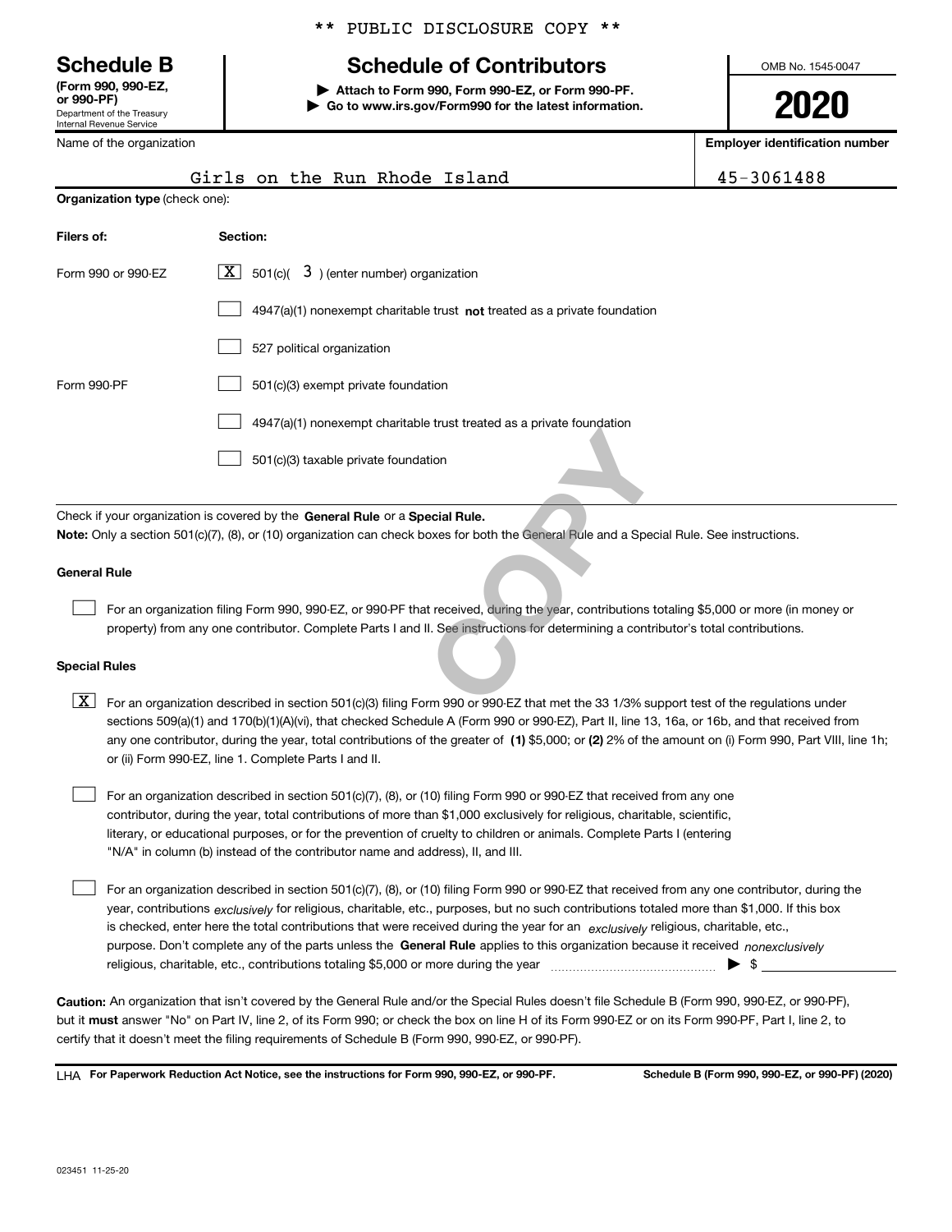** PUBLIC DISCLOSURE COPY **

# Schedule B

**(Form 990, 990-EZ, or 990-PF)**
Department of the Treasury
Internal Revenue Service

## Schedule of Contributors

▶ **Attach to Form 990, Form 990-EZ, or Form 990-PF.**
▶ **Go to www.irs.gov/Form990 for the latest information.**

OMB No. 1545-0047

**2020**

| Name of the organization | Employer identification number |
|---|---|
| Girls on the Run Rhode Island | 45-3061488 |

**Organization type** (check one):

| Filers of: | Section: |
|---|---|
| Form 990 or 990-EZ | [X] 501(c)( 3 ) (enter number) organization |
| | [ ] 4947(a)(1) nonexempt charitable trust **not** treated as a private foundation |
| | [ ] 527 political organization |
| Form 990-PF | [ ] 501(c)(3) exempt private foundation |
| | [ ] 4947(a)(1) nonexempt charitable trust treated as a private foundation |
| | [ ] 501(c)(3) taxable private foundation |

Check if your organization is covered by the **General Rule** or a **Special Rule.**

**Note:** Only a section 501(c)(7), (8), or (10) organization can check boxes for both the General Rule and a Special Rule. See instructions.

**General Rule**

[ ] For an organization filing Form 990, 990-EZ, or 990-PF that received, during the year, contributions totaling $5,000 or more (in money or property) from any one contributor. Complete Parts I and II. See instructions for determining a contributor's total contributions.

**Special Rules**

[X] For an organization described in section 501(c)(3) filing Form 990 or 990-EZ that met the 33 1/3% support test of the regulations under sections 509(a)(1) and 170(b)(1)(A)(vi), that checked Schedule A (Form 990 or 990-EZ), Part II, line 13, 16a, or 16b, and that received from any one contributor, during the year, total contributions of the greater of **(1)** $5,000; or **(2)** 2% of the amount on (i) Form 990, Part VIII, line 1h; or (ii) Form 990-EZ, line 1. Complete Parts I and II.

[ ] For an organization described in section 501(c)(7), (8), or (10) filing Form 990 or 990-EZ that received from any one contributor, during the year, total contributions of more than $1,000 exclusively for religious, charitable, scientific, literary, or educational purposes, or for the prevention of cruelty to children or animals. Complete Parts I (entering "N/A" in column (b) instead of the contributor name and address), II, and III.

[ ] For an organization described in section 501(c)(7), (8), or (10) filing Form 990 or 990-EZ that received from any one contributor, during the year, contributions *exclusively* for religious, charitable, etc., purposes, but no such contributions totaled more than $1,000. If this box is checked, enter here the total contributions that were received during the year for an *exclusively* religious, charitable, etc., purpose. Don't complete any of the parts unless the **General Rule** applies to this organization because it received *nonexclusively* religious, charitable, etc., contributions totaling $5,000 or more during the year ▶ $

**Caution:** An organization that isn't covered by the General Rule and/or the Special Rules doesn't file Schedule B (Form 990, 990-EZ, or 990-PF), but it **must** answer "No" on Part IV, line 2, of its Form 990; or check the box on line H of its Form 990-EZ or on its Form 990-PF, Part I, line 2, to certify that it doesn't meet the filing requirements of Schedule B (Form 990, 990-EZ, or 990-PF).

LHA **For Paperwork Reduction Act Notice, see the instructions for Form 990, 990-EZ, or 990-PF.** **Schedule B (Form 990, 990-EZ, or 990-PF) (2020)**

023451 11-25-20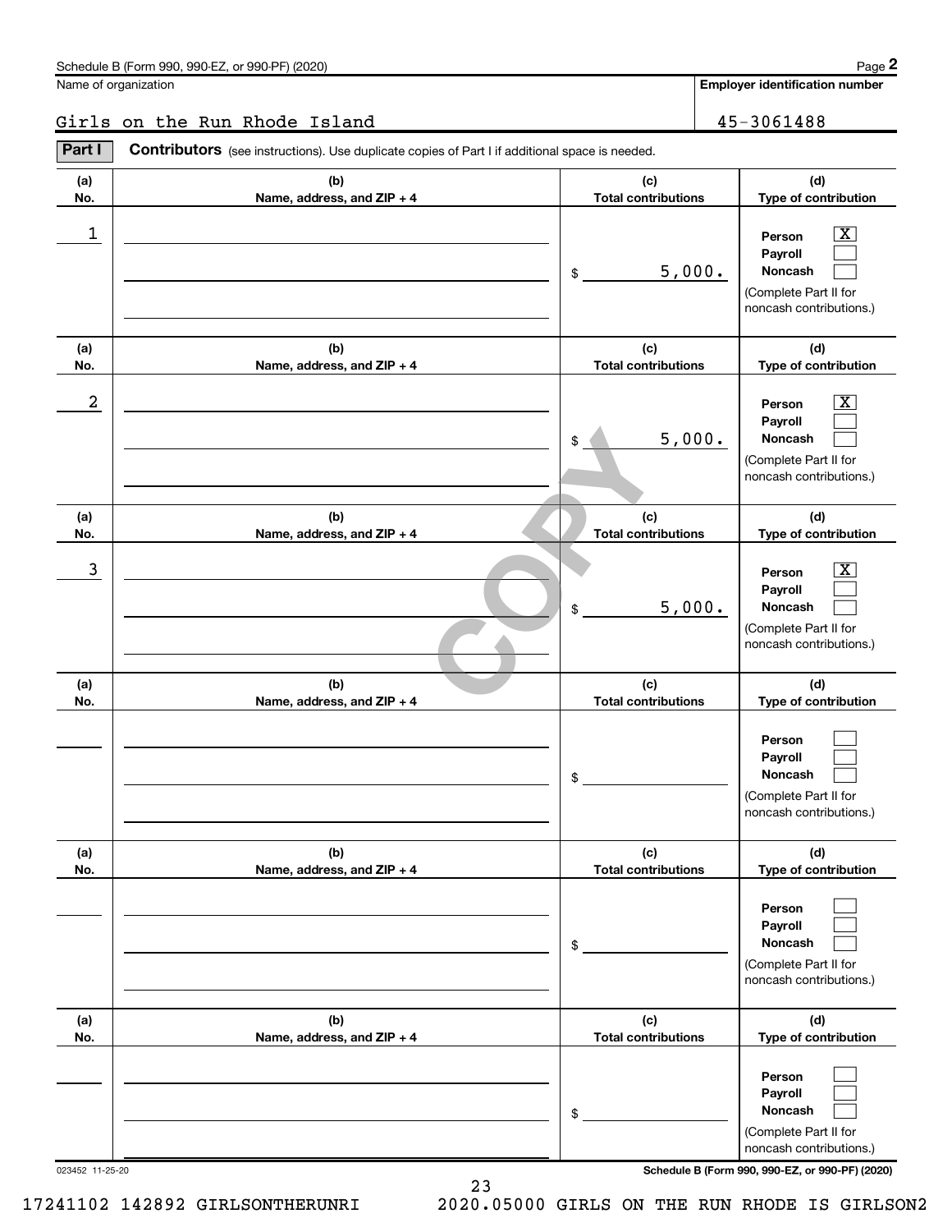Schedule B (Form 990, 990-EZ, or 990-PF) (2020)

Name of organization: Girls on the Run Rhode Island

Employer identification number: 45-3061488

**Part I** **Contributors** (see instructions). Use duplicate copies of Part I if additional space is needed.

| (a) No. | (b) Name, address, and ZIP + 4 | (c) Total contributions | (d) Type of contribution |
|---|---|---|---|
| 1 | | $ 5,000. | Person [X] Payroll [ ] Noncash [ ] (Complete Part II for noncash contributions.) |
| 2 | | $ 5,000. | Person [X] Payroll [ ] Noncash [ ] (Complete Part II for noncash contributions.) |
| 3 | | $ 5,000. | Person [X] Payroll [ ] Noncash [ ] (Complete Part II for noncash contributions.) |
| | | $ | Person [ ] Payroll [ ] Noncash [ ] (Complete Part II for noncash contributions.) |
| | | $ | Person [ ] Payroll [ ] Noncash [ ] (Complete Part II for noncash contributions.) |
| | | $ | Person [ ] Payroll [ ] Noncash [ ] (Complete Part II for noncash contributions.) |

023452 11-25-20

Schedule B (Form 990, 990-EZ, or 990-PF) (2020)

17241102 142892 GIRLSONTHERUNRI 2020.05000 GIRLS ON THE RUN RHODE IS GIRLSON2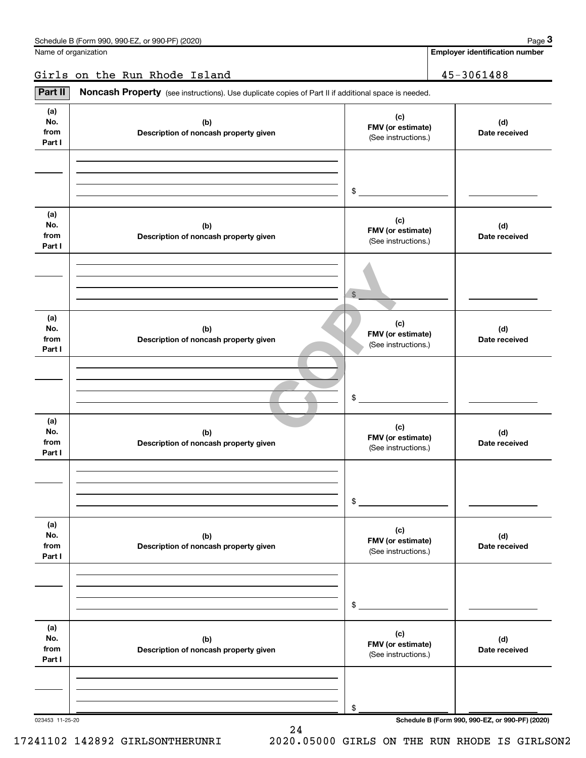Schedule B (Form 990, 990-EZ, or 990-PF) (2020)

Name of organization: Girls on the Run Rhode Island

Employer identification number: 45-3061488

**Part II** **Noncash Property** (see instructions). Use duplicate copies of Part II if additional space is needed.

| (a) No. from Part I | (b) Description of noncash property given | (c) FMV (or estimate) (See instructions.) | (d) Date received |
|---|---|---|---|
| | | $ | |

| (a) No. from Part I | (b) Description of noncash property given | (c) FMV (or estimate) (See instructions.) | (d) Date received |
|---|---|---|---|
| | | $ | |

| (a) No. from Part I | (b) Description of noncash property given | (c) FMV (or estimate) (See instructions.) | (d) Date received |
|---|---|---|---|
| | | $ | |

| (a) No. from Part I | (b) Description of noncash property given | (c) FMV (or estimate) (See instructions.) | (d) Date received |
|---|---|---|---|
| | | $ | |

| (a) No. from Part I | (b) Description of noncash property given | (c) FMV (or estimate) (See instructions.) | (d) Date received |
|---|---|---|---|
| | | $ | |

| (a) No. from Part I | (b) Description of noncash property given | (c) FMV (or estimate) (See instructions.) | (d) Date received |
|---|---|---|---|
| | | $ | |

COPY

023453 11-25-20

Schedule B (Form 990, 990-EZ, or 990-PF) (2020)

17241102 142892 GIRLSONTHERUNRI 2020.05000 GIRLS ON THE RUN RHODE IS GIRLSON2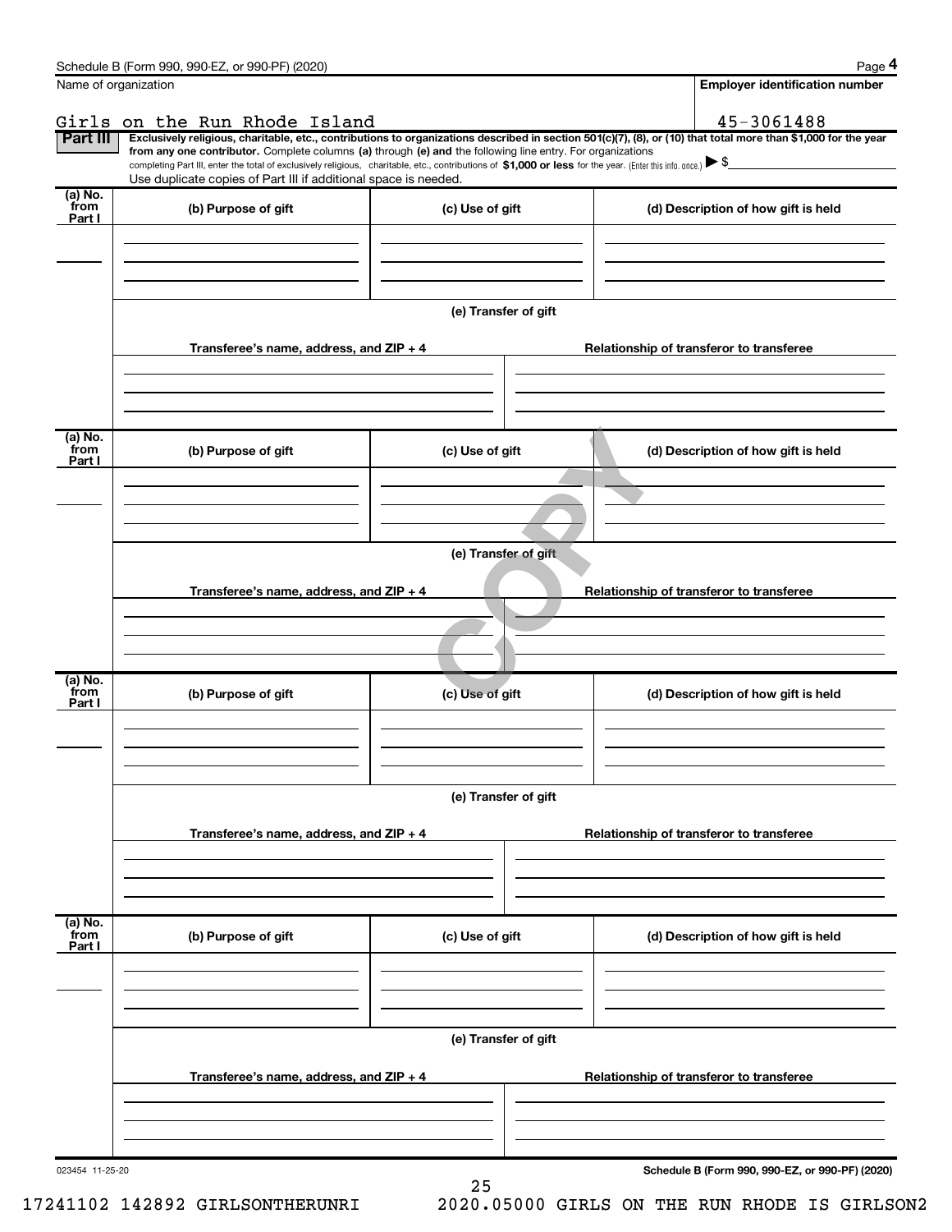Schedule B (Form 990, 990-EZ, or 990-PF) (2020)

Name of organization: Girls on the Run Rhode Island

Employer identification number: 45-3061488

## Part III

**Exclusively religious, charitable, etc., contributions to organizations described in section 501(c)(7), (8), or (10) that total more than $1,000 for the year from any one contributor.** Complete columns **(a)** through **(e)** and the following line entry. For organizations completing Part III, enter the total of exclusively religious, charitable, etc., contributions of **$1,000 or less** for the year. (Enter this info. once.) ▶ $

Use duplicate copies of Part III if additional space is needed.

| (a) No. from Part I | (b) Purpose of gift | (c) Use of gift | (d) Description of how gift is held |
|---|---|---|---|
| | | | |

(e) Transfer of gift

| Transferee's name, address, and ZIP + 4 | Relationship of transferor to transferee |
|---|---|
| | |

| (a) No. from Part I | (b) Purpose of gift | (c) Use of gift | (d) Description of how gift is held |
|---|---|---|---|
| | | | |

(e) Transfer of gift

| Transferee's name, address, and ZIP + 4 | Relationship of transferor to transferee |
|---|---|
| | |

| (a) No. from Part I | (b) Purpose of gift | (c) Use of gift | (d) Description of how gift is held |
|---|---|---|---|
| | | | |

(e) Transfer of gift

| Transferee's name, address, and ZIP + 4 | Relationship of transferor to transferee |
|---|---|
| | |

| (a) No. from Part I | (b) Purpose of gift | (c) Use of gift | (d) Description of how gift is held |
|---|---|---|---|
| | | | |

(e) Transfer of gift

| Transferee's name, address, and ZIP + 4 | Relationship of transferor to transferee |
|---|---|
| | |

023454 11-25-20

Schedule B (Form 990, 990-EZ, or 990-PF) (2020)

17241102 142892 GIRLSONTHERUNRI 2020.05000 GIRLS ON THE RUN RHODE IS GIRLSON2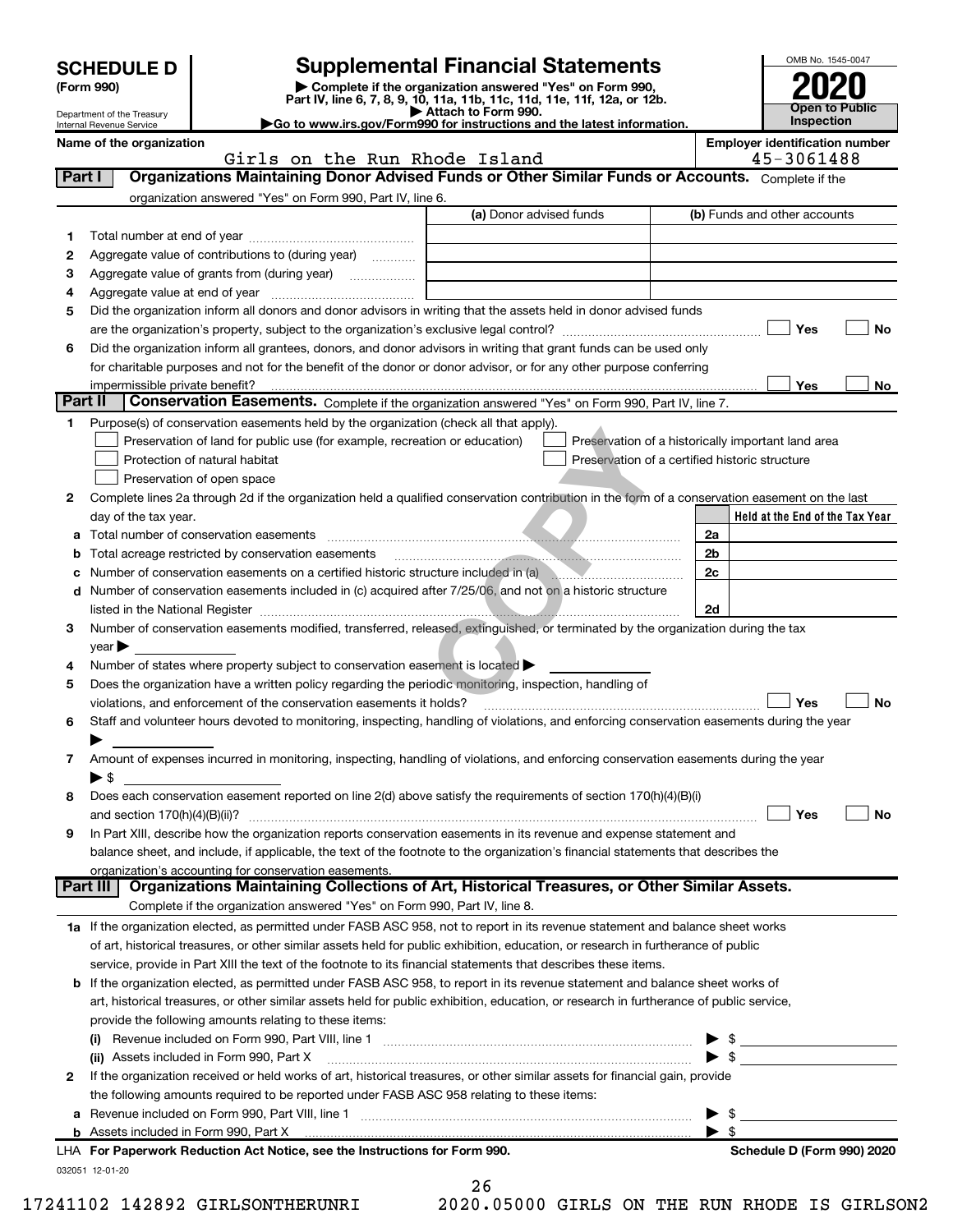# SCHEDULE D (Form 990)

Department of the Treasury
Internal Revenue Service

## Supplemental Financial Statements

▶ Complete if the organization answered "Yes" on Form 990, Part IV, line 6, 7, 8, 9, 10, 11a, 11b, 11c, 11d, 11e, 11f, 12a, or 12b.
▶ Attach to Form 990.
▶Go to www.irs.gov/Form990 for instructions and the latest information.

OMB No. 1545-0047

**2020**

**Open to Public Inspection**

**Name of the organization:** Girls on the Run Rhode Island

**Employer identification number:** 45-3061488

### Part I — Organizations Maintaining Donor Advised Funds or Other Similar Funds or Accounts.
Complete if the organization answered "Yes" on Form 990, Part IV, line 6.

| | | (a) Donor advised funds | (b) Funds and other accounts |
|---|---|---|---|
| 1 | Total number at end of year | | |
| 2 | Aggregate value of contributions to (during year) | | |
| 3 | Aggregate value of grants from (during year) | | |
| 4 | Aggregate value at end of year | | |

5 Did the organization inform all donors and donor advisors in writing that the assets held in donor advised funds are the organization's property, subject to the organization's exclusive legal control? ☐ Yes ☐ No

6 Did the organization inform all grantees, donors, and donor advisors in writing that grant funds can be used only for charitable purposes and not for the benefit of the donor or donor advisor, or for any other purpose conferring impermissible private benefit? ☐ Yes ☐ No

### Part II — Conservation Easements.
Complete if the organization answered "Yes" on Form 990, Part IV, line 7.

1 Purpose(s) of conservation easements held by the organization (check all that apply).
- ☐ Preservation of land for public use (for example, recreation or education)
- ☐ Preservation of a historically important land area
- ☐ Protection of natural habitat
- ☐ Preservation of a certified historic structure
- ☐ Preservation of open space

2 Complete lines 2a through 2d if the organization held a qualified conservation contribution in the form of a conservation easement on the last day of the tax year.

| | | | Held at the End of the Tax Year |
|---|---|---|---|
| a | Total number of conservation easements | 2a | |
| b | Total acreage restricted by conservation easements | 2b | |
| c | Number of conservation easements on a certified historic structure included in (a) | 2c | |
| d | Number of conservation easements included in (c) acquired after 7/25/06, and not on a historic structure listed in the National Register | 2d | |

3 Number of conservation easements modified, transferred, released, extinguished, or terminated by the organization during the tax year ▶

4 Number of states where property subject to conservation easement is located ▶

5 Does the organization have a written policy regarding the periodic monitoring, inspection, handling of violations, and enforcement of the conservation easements it holds? ☐ Yes ☐ No

6 Staff and volunteer hours devoted to monitoring, inspecting, handling of violations, and enforcing conservation easements during the year ▶

7 Amount of expenses incurred in monitoring, inspecting, handling of violations, and enforcing conservation easements during the year ▶ $

8 Does each conservation easement reported on line 2(d) above satisfy the requirements of section 170(h)(4)(B)(i) and section 170(h)(4)(B)(ii)? ☐ Yes ☐ No

9 In Part XIII, describe how the organization reports conservation easements in its revenue and expense statement and balance sheet, and include, if applicable, the text of the footnote to the organization's financial statements that describes the organization's accounting for conservation easements.

### Part III — Organizations Maintaining Collections of Art, Historical Treasures, or Other Similar Assets.
Complete if the organization answered "Yes" on Form 990, Part IV, line 8.

1a If the organization elected, as permitted under FASB ASC 958, not to report in its revenue statement and balance sheet works of art, historical treasures, or other similar assets held for public exhibition, education, or research in furtherance of public service, provide in Part XIII the text of the footnote to its financial statements that describes these items.

b If the organization elected, as permitted under FASB ASC 958, to report in its revenue statement and balance sheet works of art, historical treasures, or other similar assets held for public exhibition, education, or research in furtherance of public service, provide the following amounts relating to these items:

(i) Revenue included on Form 990, Part VIII, line 1 ▶ $

(ii) Assets included in Form 990, Part X ▶ $

2 If the organization received or held works of art, historical treasures, or other similar assets for financial gain, provide the following amounts required to be reported under FASB ASC 958 relating to these items:

a Revenue included on Form 990, Part VIII, line 1 ▶ $

b Assets included in Form 990, Part X ▶ $

**LHA For Paperwork Reduction Act Notice, see the Instructions for Form 990.** **Schedule D (Form 990) 2020**

032051 12-01-20

17241102 142892 GIRLSONTHERUNRI 2020.05000 GIRLS ON THE RUN RHODE IS GIRLSON2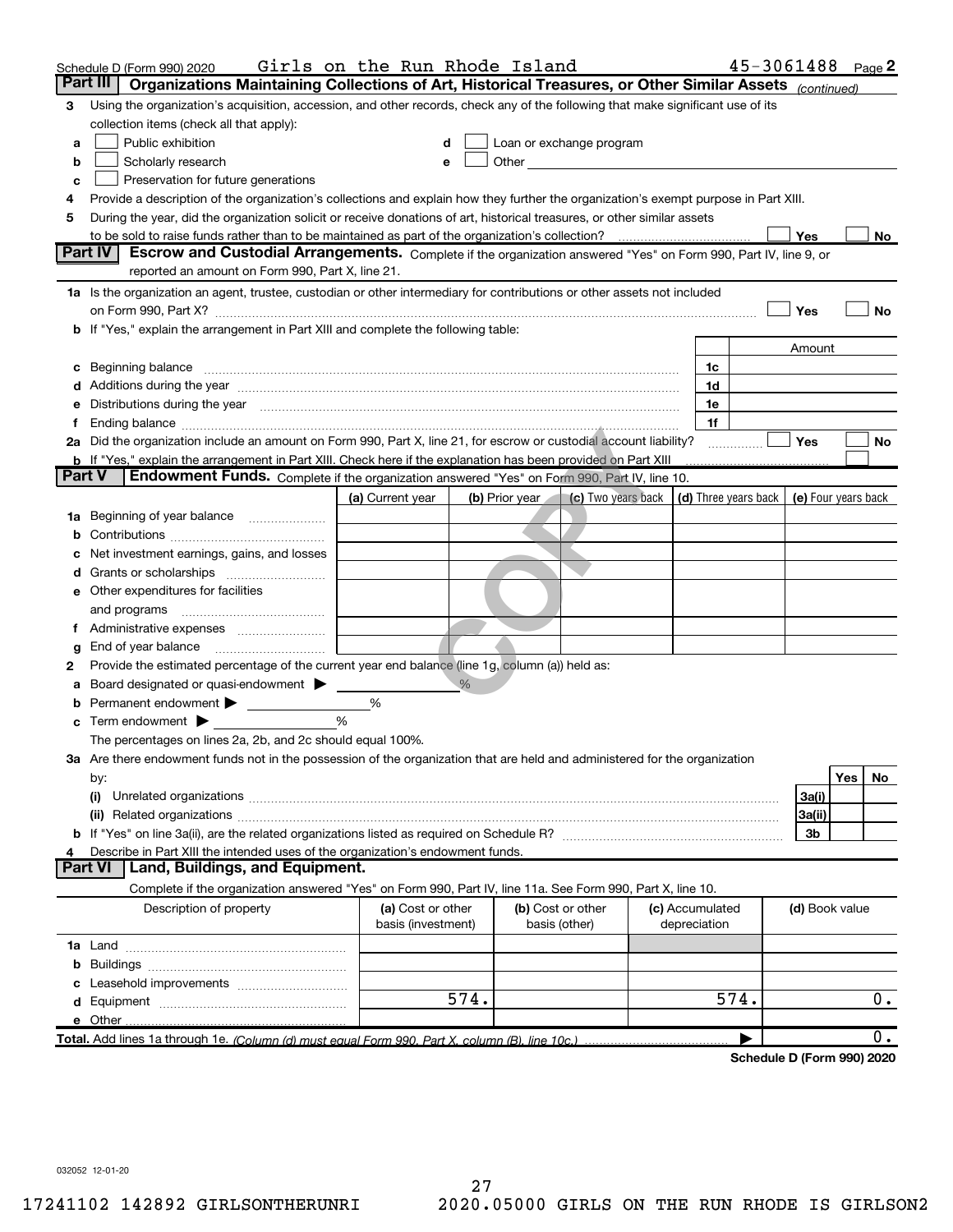Schedule D (Form 990) 2020 Girls on the Run Rhode Island 45-3061488 Page 2

## Part III Organizations Maintaining Collections of Art, Historical Treasures, or Other Similar Assets *(continued)*

**3** Using the organization's acquisition, accession, and other records, check any of the following that make significant use of its collection items (check all that apply):

- **a** ☐ Public exhibition
- **b** ☐ Scholarly research
- **c** ☐ Preservation for future generations
- **d** ☐ Loan or exchange program
- **e** ☐ Other

**4** Provide a description of the organization's collections and explain how they further the organization's exempt purpose in Part XIII.

**5** During the year, did the organization solicit or receive donations of art, historical treasures, or other similar assets to be sold to raise funds rather than to be maintained as part of the organization's collection? ☐ Yes ☐ No

## Part IV Escrow and Custodial Arrangements.

Complete if the organization answered "Yes" on Form 990, Part IV, line 9, or reported an amount on Form 990, Part X, line 21.

**1a** Is the organization an agent, trustee, custodian or other intermediary for contributions or other assets not included on Form 990, Part X? ☐ Yes ☐ No

**b** If "Yes," explain the arrangement in Part XIII and complete the following table:

| | | Amount |
|---|---|---|
| **c** Beginning balance | 1c | |
| **d** Additions during the year | 1d | |
| **e** Distributions during the year | 1e | |
| **f** Ending balance | 1f | |

**2a** Did the organization include an amount on Form 990, Part X, line 21, for escrow or custodial account liability? ☐ Yes ☐ No

**b** If "Yes," explain the arrangement in Part XIII. Check here if the explanation has been provided on Part XIII ☐

## Part V Endowment Funds.

Complete if the organization answered "Yes" on Form 990, Part IV, line 10.

| | (a) Current year | (b) Prior year | (c) Two years back | (d) Three years back | (e) Four years back |
|---|---|---|---|---|---|
| **1a** Beginning of year balance | | | | | |
| **b** Contributions | | | | | |
| **c** Net investment earnings, gains, and losses | | | | | |
| **d** Grants or scholarships | | | | | |
| **e** Other expenditures for facilities and programs | | | | | |
| **f** Administrative expenses | | | | | |
| **g** End of year balance | | | | | |

**2** Provide the estimated percentage of the current year end balance (line 1g, column (a)) held as:

- **a** Board designated or quasi-endowment ▶ %
- **b** Permanent endowment ▶ %
- **c** Term endowment ▶ %

The percentages on lines 2a, 2b, and 2c should equal 100%.

**3a** Are there endowment funds not in the possession of the organization that are held and administered for the organization by:

| | | Yes | No |
|---|---|---|---|
| **(i)** Unrelated organizations | 3a(i) | | |
| **(ii)** Related organizations | 3a(ii) | | |
| **b** If "Yes" on line 3a(ii), are the related organizations listed as required on Schedule R? | 3b | | |

**4** Describe in Part XIII the intended uses of the organization's endowment funds.

## Part VI Land, Buildings, and Equipment.

Complete if the organization answered "Yes" on Form 990, Part IV, line 11a. See Form 990, Part X, line 10.

| Description of property | (a) Cost or other basis (investment) | (b) Cost or other basis (other) | (c) Accumulated depreciation | (d) Book value |
|---|---|---|---|---|
| **1a** Land | | | | |
| **b** Buildings | | | | |
| **c** Leasehold improvements | | | | |
| **d** Equipment | 574. | | 574. | 0. |
| **e** Other | | | | |
| **Total.** Add lines 1a through 1e. *(Column (d) must equal Form 990, Part X, column (B), line 10c.)* ▶ | | | | 0. |

**Schedule D (Form 990) 2020**

032052 12-01-20

17241102 142892 GIRLSONTHERUNRI 2020.05000 GIRLS ON THE RUN RHODE IS GIRLSON2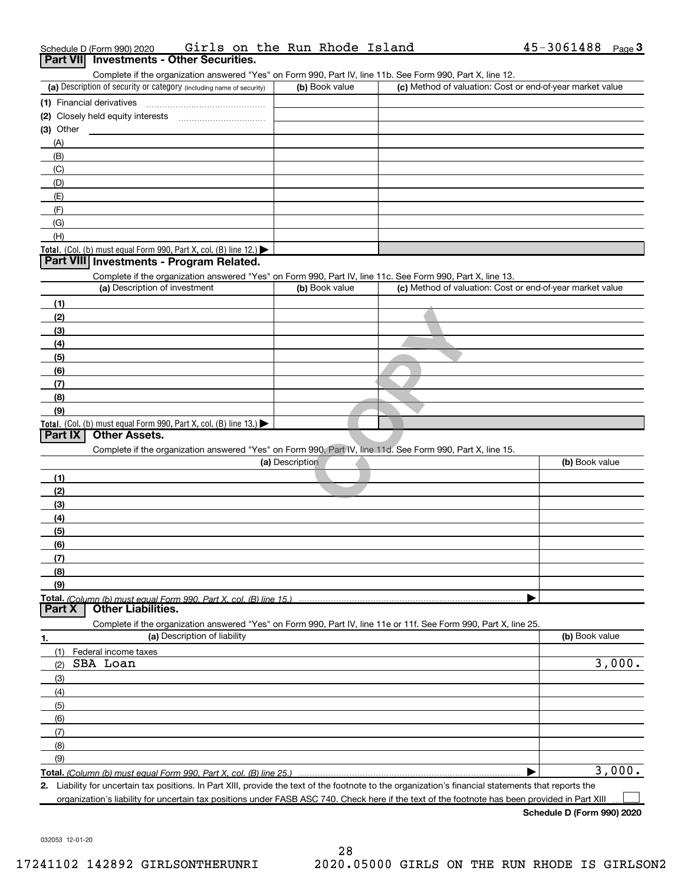Schedule D (Form 990) 2020 Girls on the Run Rhode Island 45-3061488 Page 3

## Part VII Investments - Other Securities.

Complete if the organization answered "Yes" on Form 990, Part IV, line 11b. See Form 990, Part X, line 12.

| (a) Description of security or category (including name of security) | (b) Book value | (c) Method of valuation: Cost or end-of-year market value |
|---|---|---|
| (1) Financial derivatives | | |
| (2) Closely held equity interests | | |
| (3) Other | | |
| (A) | | |
| (B) | | |
| (C) | | |
| (D) | | |
| (E) | | |
| (F) | | |
| (G) | | |
| (H) | | |
| **Total.** (Col. (b) must equal Form 990, Part X, col. (B) line 12.) ▶ | | |

## Part VIII Investments - Program Related.

Complete if the organization answered "Yes" on Form 990, Part IV, line 11c. See Form 990, Part X, line 13.

| (a) Description of investment | (b) Book value | (c) Method of valuation: Cost or end-of-year market value |
|---|---|---|
| (1) | | |
| (2) | | |
| (3) | | |
| (4) | | |
| (5) | | |
| (6) | | |
| (7) | | |
| (8) | | |
| (9) | | |
| **Total.** (Col. (b) must equal Form 990, Part X, col. (B) line 13.) ▶ | | |

## Part IX Other Assets.

Complete if the organization answered "Yes" on Form 990, Part IV, line 11d. See Form 990, Part X, line 15.

| (a) Description | (b) Book value |
|---|---|
| (1) | |
| (2) | |
| (3) | |
| (4) | |
| (5) | |
| (6) | |
| (7) | |
| (8) | |
| (9) | |
| **Total.** *(Column (b) must equal Form 990, Part X, col. (B) line 15.)* ▶ | |

## Part X Other Liabilities.

Complete if the organization answered "Yes" on Form 990, Part IV, line 11e or 11f. See Form 990, Part X, line 25.

| 1. (a) Description of liability | (b) Book value |
|---|---|
| (1) Federal income taxes | |
| (2) SBA Loan | 3,000. |
| (3) | |
| (4) | |
| (5) | |
| (6) | |
| (7) | |
| (8) | |
| (9) | |
| **Total.** *(Column (b) must equal Form 990, Part X, col. (B) line 25.)* ▶ | 3,000. |

**2.** Liability for uncertain tax positions. In Part XIII, provide the text of the footnote to the organization's financial statements that reports the organization's liability for uncertain tax positions under FASB ASC 740. Check here if the text of the footnote has been provided in Part XIII ☐

**Schedule D (Form 990) 2020**

032053 12-01-20

17241102 142892 GIRLSONTHERUNRI 2020.05000 GIRLS ON THE RUN RHODE IS GIRLSON2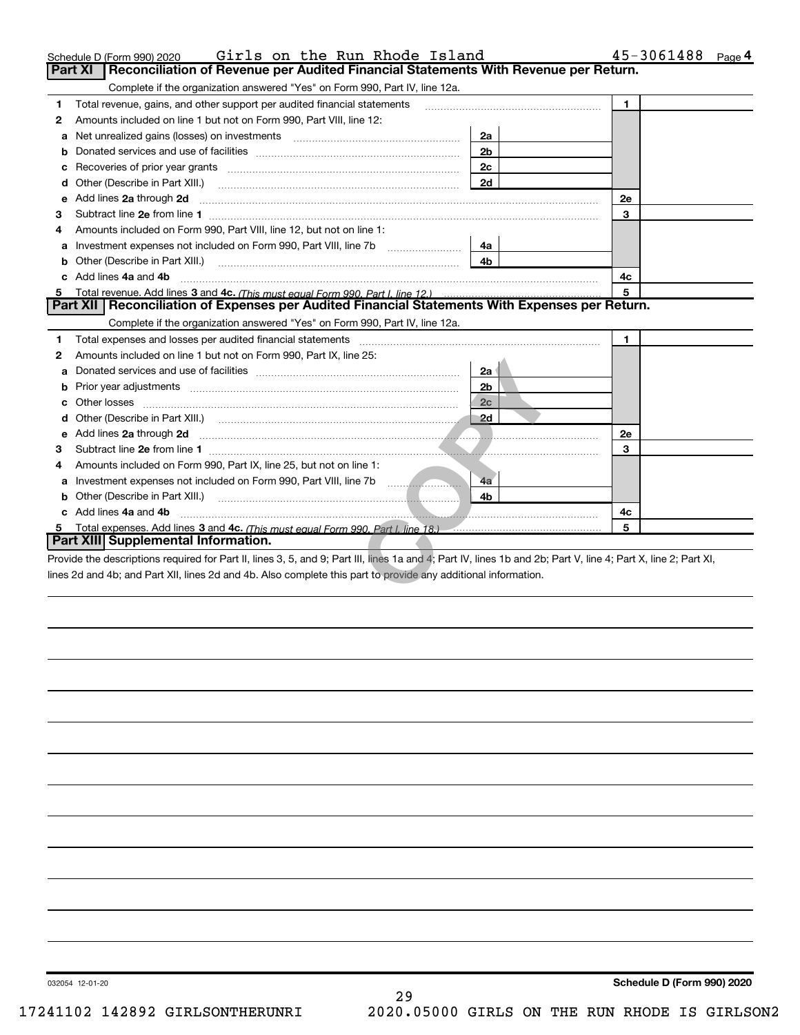Schedule D (Form 990) 2020 Girls on the Run Rhode Island 45-3061488 Page 4

## Part XI Reconciliation of Revenue per Audited Financial Statements With Revenue per Return.

Complete if the organization answered "Yes" on Form 990, Part IV, line 12a.

| | | | | | |
|---|---|---|---|---|---|
| 1 | Total revenue, gains, and other support per audited financial statements | | | 1 | |
| 2 | Amounts included on line 1 but not on Form 990, Part VIII, line 12: | | | | |
| a | Net unrealized gains (losses) on investments | 2a | | | |
| b | Donated services and use of facilities | 2b | | | |
| c | Recoveries of prior year grants | 2c | | | |
| d | Other (Describe in Part XIII.) | 2d | | | |
| e | Add lines **2a** through **2d** | | | 2e | |
| 3 | Subtract line **2e** from line **1** | | | 3 | |
| 4 | Amounts included on Form 990, Part VIII, line 12, but not on line 1: | | | | |
| a | Investment expenses not included on Form 990, Part VIII, line 7b | 4a | | | |
| b | Other (Describe in Part XIII.) | 4b | | | |
| c | Add lines **4a** and **4b** | | | 4c | |
| 5 | Total revenue. Add lines **3** and **4c.** *(This must equal Form 990, Part I, line 12.)* | | | 5 | |

## Part XII Reconciliation of Expenses per Audited Financial Statements With Expenses per Return.

Complete if the organization answered "Yes" on Form 990, Part IV, line 12a.

| | | | | | |
|---|---|---|---|---|---|
| 1 | Total expenses and losses per audited financial statements | | | 1 | |
| 2 | Amounts included on line 1 but not on Form 990, Part IX, line 25: | | | | |
| a | Donated services and use of facilities | 2a | | | |
| b | Prior year adjustments | 2b | | | |
| c | Other losses | 2c | | | |
| d | Other (Describe in Part XIII.) | 2d | | | |
| e | Add lines **2a** through **2d** | | | 2e | |
| 3 | Subtract line **2e** from line **1** | | | 3 | |
| 4 | Amounts included on Form 990, Part IX, line 25, but not on line 1: | | | | |
| a | Investment expenses not included on Form 990, Part VIII, line 7b | 4a | | | |
| b | Other (Describe in Part XIII.) | 4b | | | |
| c | Add lines **4a** and **4b** | | | 4c | |
| 5 | Total expenses. Add lines **3** and **4c.** *(This must equal Form 990, Part I, line 18.)* | | | 5 | |

## Part XIII Supplemental Information.

Provide the descriptions required for Part II, lines 3, 5, and 9; Part III, lines 1a and 4; Part IV, lines 1b and 2b; Part V, line 4; Part X, line 2; Part XI, lines 2d and 4b; and Part XII, lines 2d and 4b. Also complete this part to provide any additional information.

COPY

032054 12-01-20 **Schedule D (Form 990) 2020**

17241102 142892 GIRLSONTHERUNRI 2020.05000 GIRLS ON THE RUN RHODE IS GIRLSON2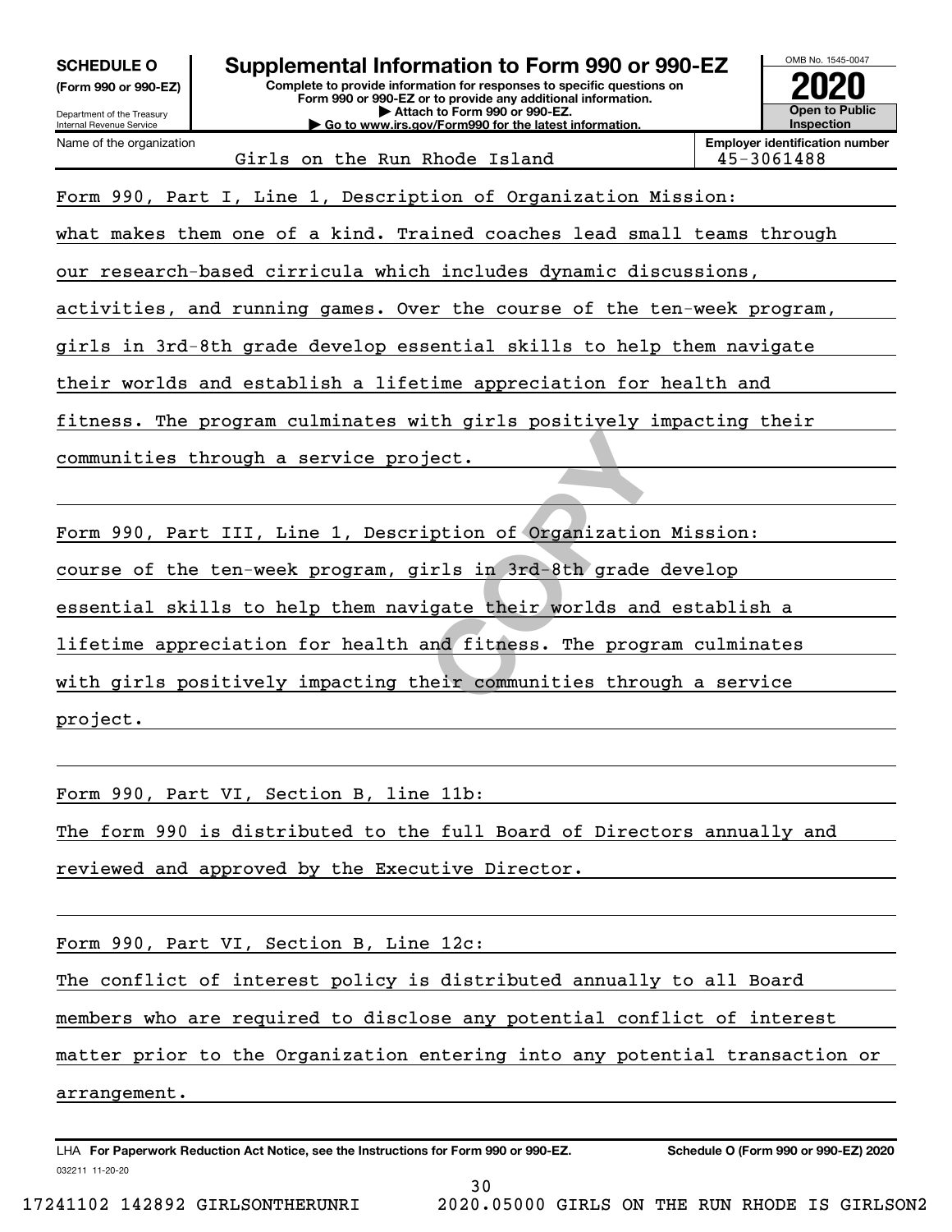**SCHEDULE O**
**(Form 990 or 990-EZ)**

Department of the Treasury
Internal Revenue Service

# Supplemental Information to Form 990 or 990-EZ

**Complete to provide information for responses to specific questions on Form 990 or 990-EZ or to provide any additional information.**
**▶ Attach to Form 990 or 990-EZ.**
**▶ Go to www.irs.gov/Form990 for the latest information.**

OMB No. 1545-0047

**2020**

**Open to Public Inspection**

| Name of the organization | Employer identification number |
|---|---|
| Girls on the Run Rhode Island | 45-3061488 |

Form 990, Part I, Line 1, Description of Organization Mission:

what makes them one of a kind. Trained coaches lead small teams through our research-based cirricula which includes dynamic discussions, activities, and running games. Over the course of the ten-week program, girls in 3rd-8th grade develop essential skills to help them navigate their worlds and establish a lifetime appreciation for health and fitness. The program culminates with girls positively impacting their communities through a service project.

Form 990, Part III, Line 1, Description of Organization Mission:

course of the ten-week program, girls in 3rd-8th grade develop essential skills to help them navigate their worlds and establish a lifetime appreciation for health and fitness. The program culminates with girls positively impacting their communities through a service project.

Form 990, Part VI, Section B, line 11b:

The form 990 is distributed to the full Board of Directors annually and reviewed and approved by the Executive Director.

Form 990, Part VI, Section B, Line 12c:

The conflict of interest policy is distributed annually to all Board members who are required to disclose any potential conflict of interest matter prior to the Organization entering into any potential transaction or arrangement.

LHA **For Paperwork Reduction Act Notice, see the Instructions for Form 990 or 990-EZ.** **Schedule O (Form 990 or 990-EZ) 2020**

032211 11-20-20

17241102 142892 GIRLSONTHERUNRI 2020.05000 GIRLS ON THE RUN RHODE IS GIRLSON2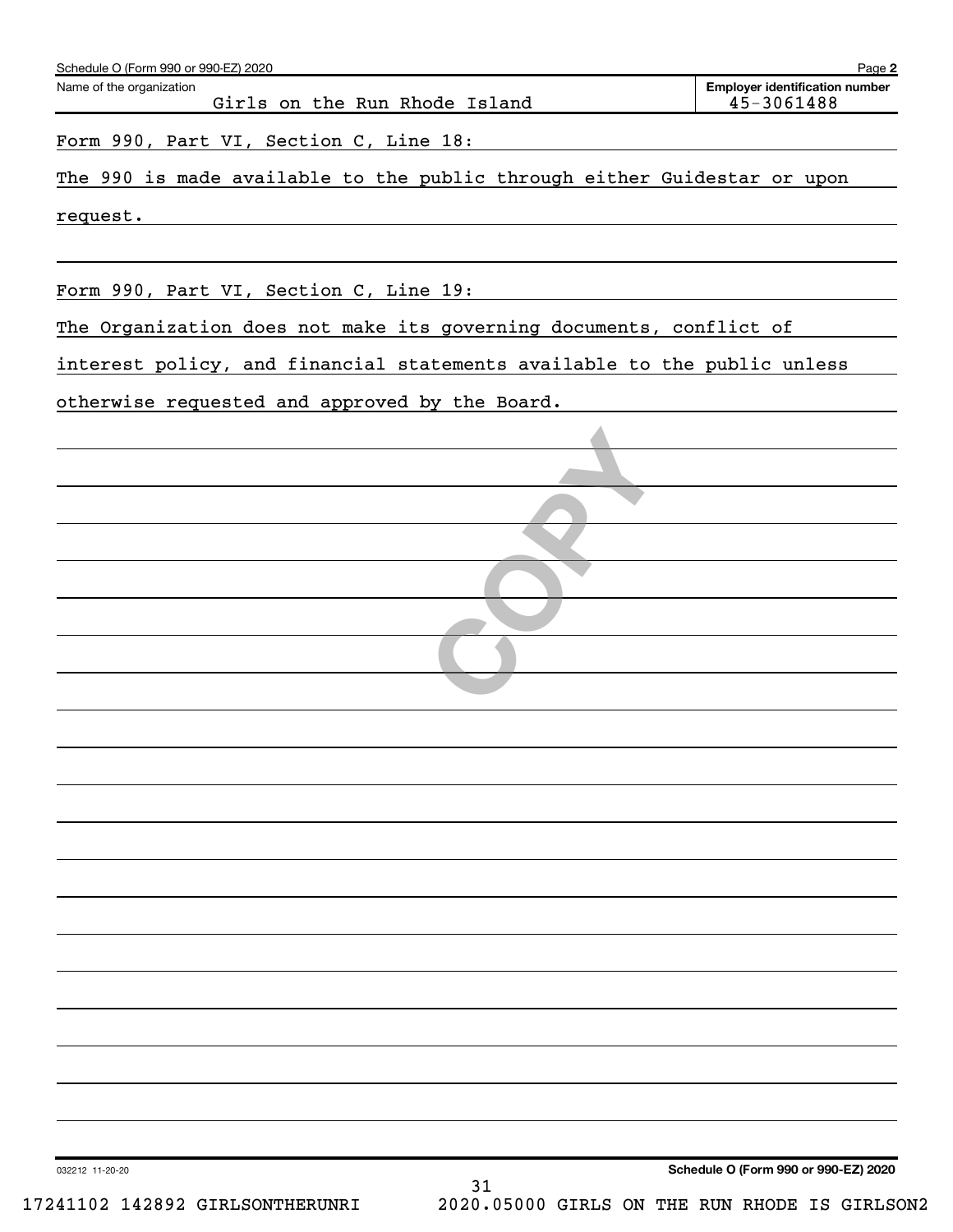Schedule O (Form 990 or 990-EZ) 2020

Name of the organization: Girls on the Run Rhode Island

**Employer identification number** 45-3061488

Form 990, Part VI, Section C, Line 18:

The 990 is made available to the public through either Guidestar or upon request.

Form 990, Part VI, Section C, Line 19:

The Organization does not make its governing documents, conflict of interest policy, and financial statements available to the public unless otherwise requested and approved by the Board.

032212 11-20-20

**Schedule O (Form 990 or 990-EZ) 2020**

17241102 142892 GIRLSONTHERUNRI 2020.05000 GIRLS ON THE RUN RHODE IS GIRLSON2